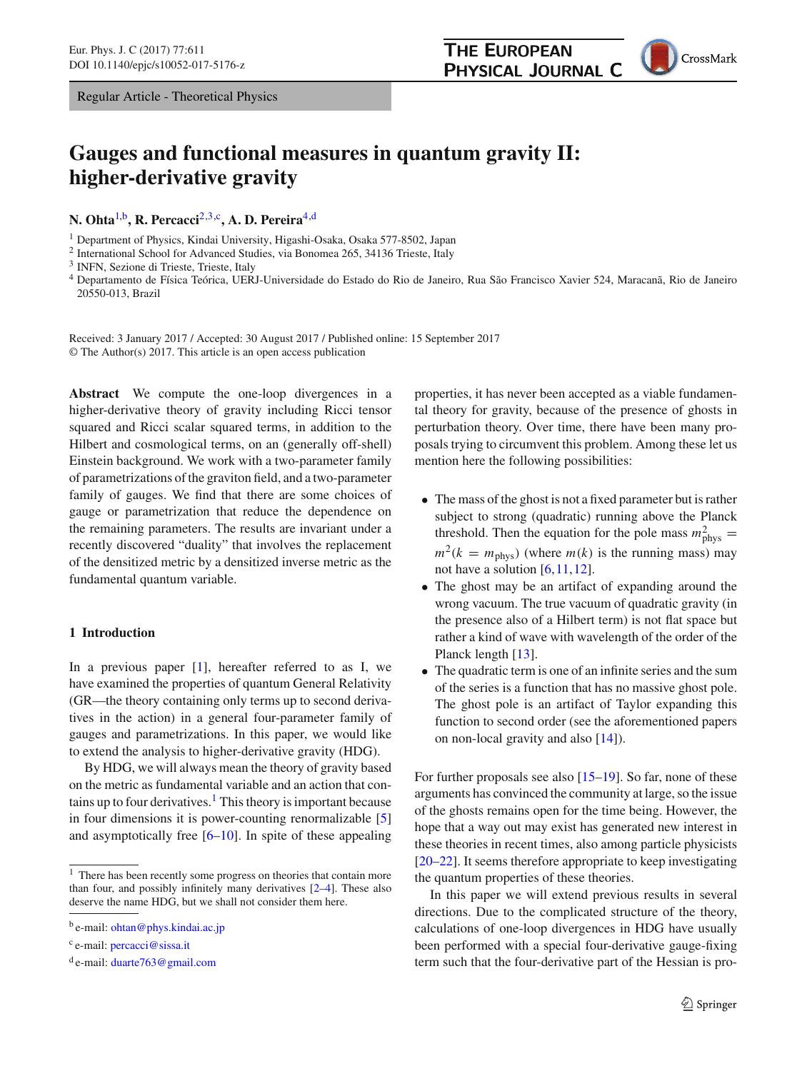Regular Article - Theoretical Physics

# Gauges and functional measures in quantum gravity II: higher-derivative gravity

**N. Ohta**[1,b], **R. Percacci**[2,3,c], **A. D. Pereira**[4,d]

[1] Department of Physics, Kindai University, Higashi-Osaka, Osaka 577-8502, Japan
[2] International School for Advanced Studies, via Bonomea 265, 34136 Trieste, Italy
[3] INFN, Sezione di Trieste, Trieste, Italy
[4] Departamento de Física Teórica, UERJ-Universidade do Estado do Rio de Janeiro, Rua São Francisco Xavier 524, Maracanã, Rio de Janeiro 20550-013, Brazil

Received: 3 January 2017 / Accepted: 30 August 2017 / Published online: 15 September 2017
© The Author(s) 2017. This article is an open access publication

**Abstract** We compute the one-loop divergences in a higher-derivative theory of gravity including Ricci tensor squared and Ricci scalar squared terms, in addition to the Hilbert and cosmological terms, on an (generally off-shell) Einstein background. We work with a two-parameter family of parametrizations of the graviton field, and a two-parameter family of gauges. We find that there are some choices of gauge or parametrization that reduce the dependence on the remaining parameters. The results are invariant under a recently discovered "duality" that involves the replacement of the densitized metric by a densitized inverse metric as the fundamental quantum variable.

## 1 Introduction

In a previous paper [1], hereafter referred to as I, we have examined the properties of quantum General Relativity (GR—the theory containing only terms up to second derivatives in the action) in a general four-parameter family of gauges and parametrizations. In this paper, we would like to extend the analysis to higher-derivative gravity (HDG).

By HDG, we will always mean the theory of gravity based on the metric as fundamental variable and an action that contains up to four derivatives.[1] This theory is important because in four dimensions it is power-counting renormalizable [5] and asymptotically free [6–10]. In spite of these appealing properties, it has never been accepted as a viable fundamental theory for gravity, because of the presence of ghosts in perturbation theory. Over time, there have been many proposals trying to circumvent this problem. Among these let us mention here the following possibilities:

- The mass of the ghost is not a fixed parameter but is rather subject to strong (quadratic) running above the Planck threshold. Then the equation for the pole mass $m^2_{\text{phys}} = m^2(k = m_{\text{phys}})$ (where $m(k)$ is the running mass) may not have a solution [6,11,12].
- The ghost may be an artifact of expanding around the wrong vacuum. The true vacuum of quadratic gravity (in the presence also of a Hilbert term) is not flat space but rather a kind of wave with wavelength of the order of the Planck length [13].
- The quadratic term is one of an infinite series and the sum of the series is a function that has no massive ghost pole. The ghost pole is an artifact of Taylor expanding this function to second order (see the aforementioned papers on non-local gravity and also [14]).

For further proposals see also [15–19]. So far, none of these arguments has convinced the community at large, so the issue of the ghosts remains open for the time being. However, the hope that a way out may exist has generated new interest in these theories in recent times, also among particle physicists [20–22]. It seems therefore appropriate to keep investigating the quantum properties of these theories.

In this paper we will extend previous results in several directions. Due to the complicated structure of the theory, calculations of one-loop divergences in HDG have usually been performed with a special four-derivative gauge-fixing term such that the four-derivative part of the Hessian is pro-

[1] There has been recently some progress on theories that contain more than four, and possibly infinitely many derivatives [2–4]. These also deserve the name HDG, but we shall not consider them here.

[b] e-mail: ohtan@phys.kindai.ac.jp

[c] e-mail: percacci@sissa.it

[d] e-mail: duarte763@gmail.com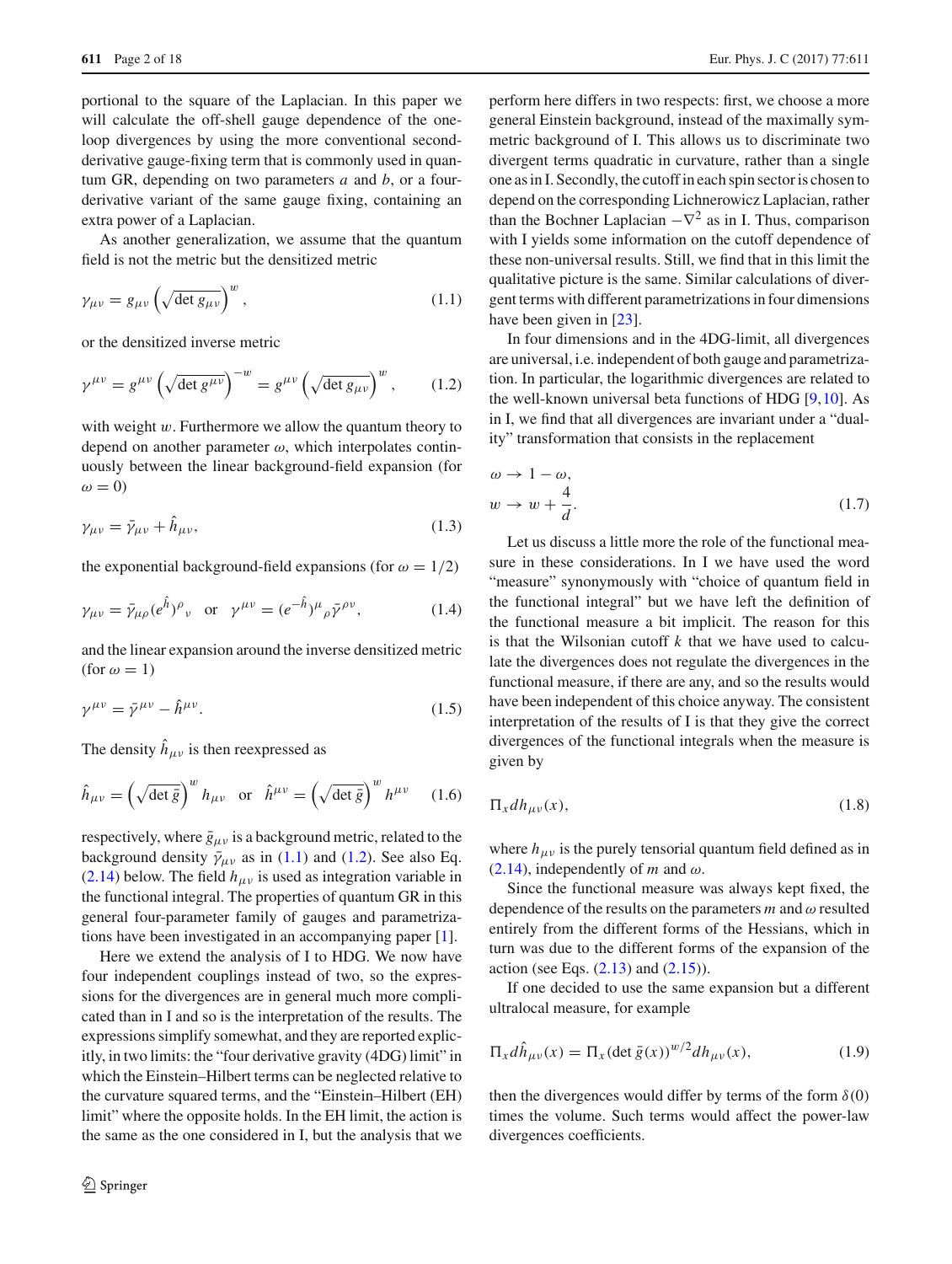portional to the square of the Laplacian. In this paper we will calculate the off-shell gauge dependence of the one-loop divergences by using the more conventional second-derivative gauge-fixing term that is commonly used in quantum GR, depending on two parameters $a$ and $b$, or a four-derivative variant of the same gauge fixing, containing an extra power of a Laplacian.

As another generalization, we assume that the quantum field is not the metric but the densitized metric

$$\gamma_{\mu\nu} = g_{\mu\nu} \left(\sqrt{\det g_{\mu\nu}}\right)^{w}, \tag{1.1}$$

or the densitized inverse metric

$$\gamma^{\mu\nu} = g^{\mu\nu} \left(\sqrt{\det g^{\mu\nu}}\right)^{-w} = g^{\mu\nu} \left(\sqrt{\det g_{\mu\nu}}\right)^{w}, \tag{1.2}$$

with weight $w$. Furthermore we allow the quantum theory to depend on another parameter $\omega$, which interpolates continuously between the linear background-field expansion (for $\omega = 0$)

$$\gamma_{\mu\nu} = \bar{\gamma}_{\mu\nu} + \hat{h}_{\mu\nu}, \tag{1.3}$$

the exponential background-field expansions (for $\omega = 1/2$)

$$\gamma_{\mu\nu} = \bar{\gamma}_{\mu\rho} (e^{\hat{h}})^{\rho}{}_{\nu} \quad \text{or} \quad \gamma^{\mu\nu} = (e^{-\hat{h}})^{\mu}{}_{\rho} \bar{\gamma}^{\rho\nu}, \tag{1.4}$$

and the linear expansion around the inverse densitized metric (for $\omega = 1$)

$$\gamma^{\mu\nu} = \bar{\gamma}^{\mu\nu} - \hat{h}^{\mu\nu}. \tag{1.5}$$

The density $\hat{h}_{\mu\nu}$ is then reexpressed as

$$\hat{h}_{\mu\nu} = \left(\sqrt{\det \bar{g}}\right)^{w} h_{\mu\nu} \quad \text{or} \quad \hat{h}^{\mu\nu} = \left(\sqrt{\det \bar{g}}\right)^{w} h^{\mu\nu} \tag{1.6}$$

respectively, where $\bar{g}_{\mu\nu}$ is a background metric, related to the background density $\bar{\gamma}_{\mu\nu}$ as in (1.1) and (1.2). See also Eq. (2.14) below. The field $h_{\mu\nu}$ is used as integration variable in the functional integral. The properties of quantum GR in this general four-parameter family of gauges and parametrizations have been investigated in an accompanying paper [1].

Here we extend the analysis of I to HDG. We now have four independent couplings instead of two, so the expressions for the divergences are in general much more complicated than in I and so is the interpretation of the results. The expressions simplify somewhat, and they are reported explicitly, in two limits: the "four derivative gravity (4DG) limit" in which the Einstein–Hilbert terms can be neglected relative to the curvature squared terms, and the "Einstein–Hilbert (EH) limit" where the opposite holds. In the EH limit, the action is the same as the one considered in I, but the analysis that we perform here differs in two respects: first, we choose a more general Einstein background, instead of the maximally symmetric background of I. This allows us to discriminate two divergent terms quadratic in curvature, rather than a single one as in I. Secondly, the cutoff in each spin sector is chosen to depend on the corresponding Lichnerowicz Laplacian, rather than the Bochner Laplacian $-\nabla^2$ as in I. Thus, comparison with I yields some information on the cutoff dependence of these non-universal results. Still, we find that in this limit the qualitative picture is the same. Similar calculations of divergent terms with different parametrizations in four dimensions have been given in [23].

In four dimensions and in the 4DG-limit, all divergences are universal, i.e. independent of both gauge and parametrization. In particular, the logarithmic divergences are related to the well-known universal beta functions of HDG [9,10]. As in I, we find that all divergences are invariant under a "duality" transformation that consists in the replacement

$$\begin{aligned} \omega &\to 1 - \omega, \\ w &\to w + \frac{4}{d}. \end{aligned} \tag{1.7}$$

Let us discuss a little more the role of the functional measure in these considerations. In I we have used the word "measure" synonymously with "choice of quantum field in the functional integral" but we have left the definition of the functional measure a bit implicit. The reason for this is that the Wilsonian cutoff $k$ that we have used to calculate the divergences does not regulate the divergences in the functional measure, if there are any, and so the results would have been independent of this choice anyway. The consistent interpretation of the results of I is that they give the correct divergences of the functional integrals when the measure is given by

$$\Pi_x dh_{\mu\nu}(x), \tag{1.8}$$

where $h_{\mu\nu}$ is the purely tensorial quantum field defined as in (2.14), independently of $m$ and $\omega$.

Since the functional measure was always kept fixed, the dependence of the results on the parameters $m$ and $\omega$ resulted entirely from the different forms of the Hessians, which in turn was due to the different forms of the expansion of the action (see Eqs. (2.13) and (2.15)).

If one decided to use the same expansion but a different ultralocal measure, for example

$$\Pi_x d\hat{h}_{\mu\nu}(x) = \Pi_x (\det \bar{g}(x))^{w/2} dh_{\mu\nu}(x), \tag{1.9}$$

then the divergences would differ by terms of the form $\delta(0)$ times the volume. Such terms would affect the power-law divergences coefficients.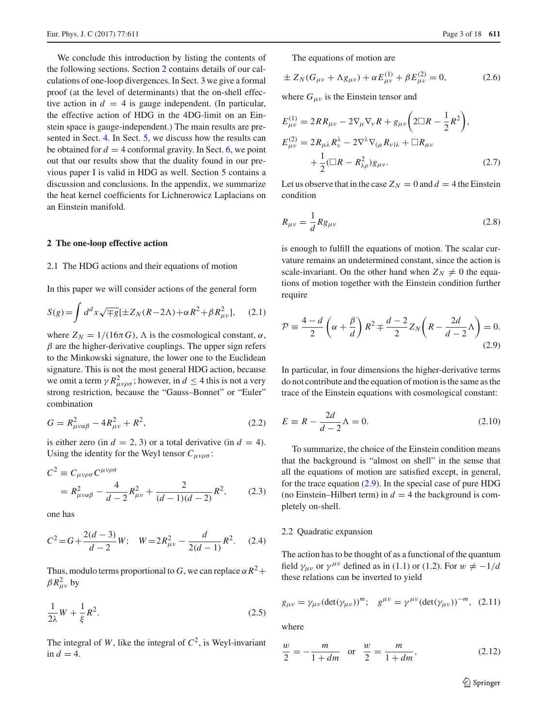We conclude this introduction by listing the contents of the following sections. Section 2 contains details of our calculations of one-loop divergences. In Sect. 3 we give a formal proof (at the level of determinants) that the on-shell effective action in $d = 4$ is gauge independent. (In particular, the effective action of HDG in the 4DG-limit on an Einstein space is gauge-independent.) The main results are presented in Sect. 4. In Sect. 5, we discuss how the results can be obtained for $d = 4$ conformal gravity. In Sect. 6, we point out that our results show that the duality found in our previous paper I is valid in HDG as well. Section 5 contains a discussion and conclusions. In the appendix, we summarize the heat kernel coefficients for Lichnerowicz Laplacians on an Einstein manifold.

## 2 The one-loop effective action

### 2.1 The HDG actions and their equations of motion

In this paper we will consider actions of the general form

$$S(g) = \int d^d x \sqrt{\mp g}[\pm Z_N(R-2\Lambda) + \alpha R^2 + \beta R^2_{\mu\nu}], \quad (2.1)$$

where $Z_N = 1/(16\pi G)$, $\Lambda$ is the cosmological constant, $\alpha$, $\beta$ are the higher-derivative couplings. The upper sign refers to the Minkowski signature, the lower one to the Euclidean signature. This is not the most general HDG action, because we omit a term $\gamma R^2_{\mu\nu\rho\sigma}$; however, in $d \leq 4$ this is not a very strong restriction, because the "Gauss–Bonnet" or "Euler" combination

$$G = R^2_{\mu\nu\alpha\beta} - 4R^2_{\mu\nu} + R^2, \quad (2.2)$$

is either zero (in $d = 2, 3$) or a total derivative (in $d = 4$). Using the identity for the Weyl tensor $C_{\mu\nu\rho\sigma}$:

$$C^2 \equiv C_{\mu\nu\rho\sigma}C^{\mu\nu\rho\sigma} = R^2_{\mu\nu\alpha\beta} - \frac{4}{d-2}R^2_{\mu\nu} + \frac{2}{(d-1)(d-2)}R^2, \quad (2.3)$$

one has

$$C^2 = G + \frac{2(d-3)}{d-2}W; \quad W = 2R^2_{\mu\nu} - \frac{d}{2(d-1)}R^2. \quad (2.4)$$

Thus, modulo terms proportional to $G$, we can replace $\alpha R^2 + \beta R^2_{\mu\nu}$ by

$$\frac{1}{2\lambda}W + \frac{1}{\xi}R^2. \quad (2.5)$$

The integral of $W$, like the integral of $C^2$, is Weyl-invariant in $d = 4$.

The equations of motion are

$$\pm Z_N(G_{\mu\nu} + \Lambda g_{\mu\nu}) + \alpha E^{(1)}_{\mu\nu} + \beta E^{(2)}_{\mu\nu} = 0, \quad (2.6)$$

where $G_{\mu\nu}$ is the Einstein tensor and

$$\begin{aligned}
E^{(1)}_{\mu\nu} &= 2RR_{\mu\nu} - 2\nabla_\mu\nabla_\nu R + g_{\mu\nu}\left(2\Box R - \frac{1}{2}R^2\right), \\
E^{(2)}_{\mu\nu} &= 2R_{\mu\lambda}R^\lambda_\nu - 2\nabla^\lambda\nabla_{(\mu}R_{\nu)\lambda} + \Box R_{\mu\nu} \\
&\quad + \frac{1}{2}(\Box R - R^2_{\lambda\rho})g_{\mu\nu}.
\end{aligned} \quad (2.7)$$

Let us observe that in the case $Z_N = 0$ and $d = 4$ the Einstein condition

$$R_{\mu\nu} = \frac{1}{d}Rg_{\mu\nu} \quad (2.8)$$

is enough to fulfill the equations of motion. The scalar curvature remains an undetermined constant, since the action is scale-invariant. On the other hand when $Z_N \neq 0$ the equations of motion together with the Einstein condition further require

$$\mathcal{P} \equiv \frac{4-d}{2}\left(\alpha + \frac{\beta}{d}\right)R^2 \mp \frac{d-2}{2}Z_N\left(R - \frac{2d}{d-2}\Lambda\right) = 0. \quad (2.9)$$

In particular, in four dimensions the higher-derivative terms do not contribute and the equation of motion is the same as the trace of the Einstein equations with cosmological constant:

$$E \equiv R - \frac{2d}{d-2}\Lambda = 0. \quad (2.10)$$

To summarize, the choice of the Einstein condition means that the background is "almost on shell" in the sense that all the equations of motion are satisfied except, in general, for the trace equation (2.9). In the special case of pure HDG (no Einstein–Hilbert term) in $d = 4$ the background is completely on-shell.

### 2.2 Quadratic expansion

The action has to be thought of as a functional of the quantum field $\gamma_{\mu\nu}$ or $\gamma^{\mu\nu}$ defined as in (1.1) or (1.2). For $w \neq -1/d$ these relations can be inverted to yield

$$g_{\mu\nu} = \gamma_{\mu\nu}(\det(\gamma_{\mu\nu}))^m; \quad g^{\mu\nu} = \gamma^{\mu\nu}(\det(\gamma_{\mu\nu}))^{-m}, \quad (2.11)$$

where

$$\frac{w}{2} = -\frac{m}{1+dm} \quad \text{or} \quad \frac{w}{2} = \frac{m}{1+dm}, \quad (2.12)$$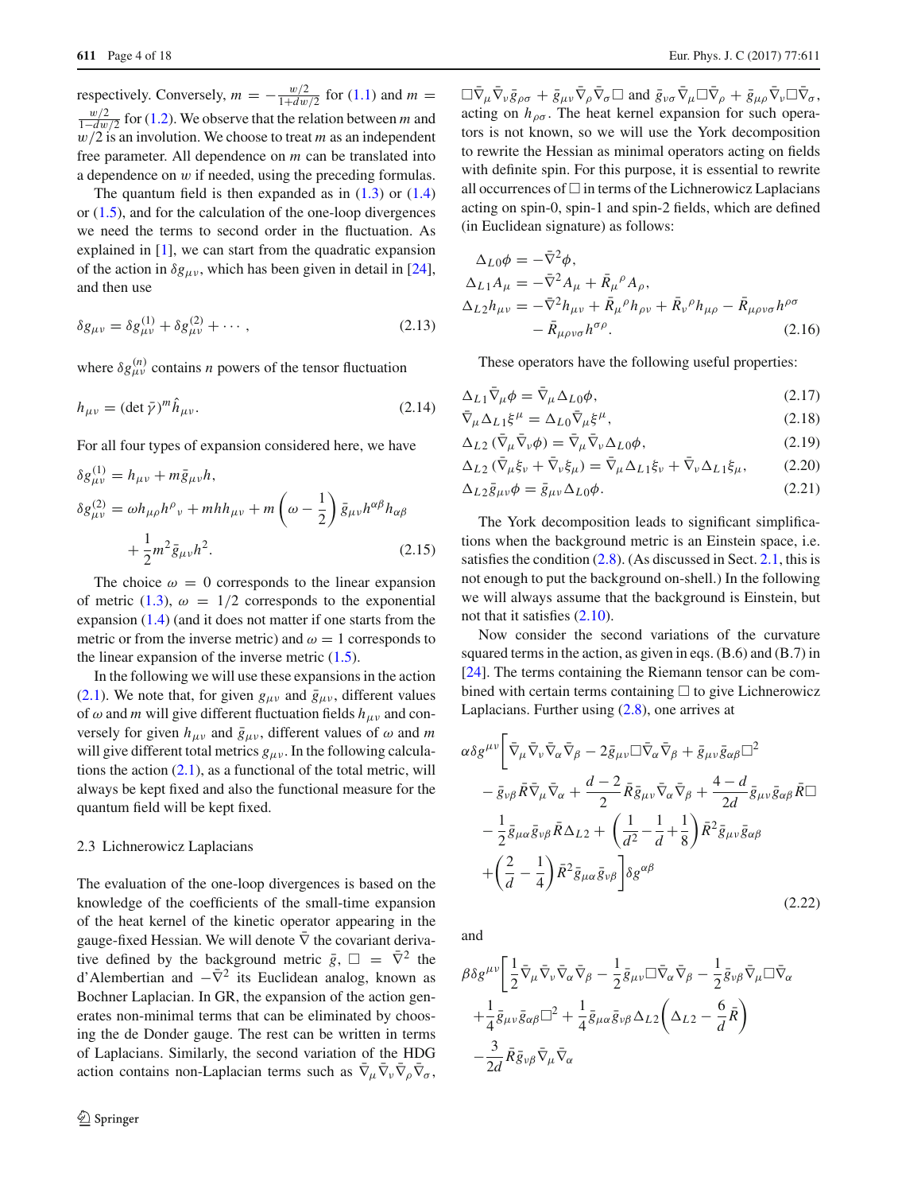respectively. Conversely, $m = -\frac{w/2}{1+dw/2}$ for (1.1) and $m = \frac{w/2}{1-dw/2}$ for (1.2). We observe that the relation between $m$ and $w/2$ is an involution. We choose to treat $m$ as an independent free parameter. All dependence on $m$ can be translated into a dependence on $w$ if needed, using the preceding formulas.

The quantum field is then expanded as in (1.3) or (1.4) or (1.5), and for the calculation of the one-loop divergences we need the terms to second order in the fluctuation. As explained in [1], we can start from the quadratic expansion of the action in $\delta g_{\mu\nu}$, which has been given in detail in [24], and then use

$$\delta g_{\mu\nu} = \delta g^{(1)}_{\mu\nu} + \delta g^{(2)}_{\mu\nu} + \cdots , \tag{2.13}$$

where $\delta g^{(n)}_{\mu\nu}$ contains $n$ powers of the tensor fluctuation

$$h_{\mu\nu} = (\det \bar{\gamma})^m \hat{h}_{\mu\nu}. \tag{2.14}$$

For all four types of expansion considered here, we have

$$\begin{aligned}
\delta g^{(1)}_{\mu\nu} &= h_{\mu\nu} + m\bar{g}_{\mu\nu}h, \\
\delta g^{(2)}_{\mu\nu} &= \omega h_{\mu\rho}h^{\rho}{}_{\nu} + mhh_{\mu\nu} + m\left(\omega - \frac{1}{2}\right)\bar{g}_{\mu\nu}h^{\alpha\beta}h_{\alpha\beta} \\
&\quad + \frac{1}{2}m^2\bar{g}_{\mu\nu}h^2.
\end{aligned} \tag{2.15}$$

The choice $\omega = 0$ corresponds to the linear expansion of metric (1.3), $\omega = 1/2$ corresponds to the exponential expansion (1.4) (and it does not matter if one starts from the metric or from the inverse metric) and $\omega = 1$ corresponds to the linear expansion of the inverse metric (1.5).

In the following we will use these expansions in the action (2.1). We note that, for given $g_{\mu\nu}$ and $\bar{g}_{\mu\nu}$, different values of $\omega$ and $m$ will give different fluctuation fields $h_{\mu\nu}$ and conversely for given $h_{\mu\nu}$ and $\bar{g}_{\mu\nu}$, different values of $\omega$ and $m$ will give different total metrics $g_{\mu\nu}$. In the following calculations the action (2.1), as a functional of the total metric, will always be kept fixed and also the functional measure for the quantum field will be kept fixed.

### 2.3 Lichnerowicz Laplacians

The evaluation of the one-loop divergences is based on the knowledge of the coefficients of the small-time expansion of the heat kernel of the kinetic operator appearing in the gauge-fixed Hessian. We will denote $\bar{\nabla}$ the covariant derivative defined by the background metric $\bar{g}$, $\Box = \bar{\nabla}^2$ the d'Alembertian and $-\bar{\nabla}^2$ its Euclidean analog, known as Bochner Laplacian. In GR, the expansion of the action generates non-minimal terms that can be eliminated by choosing the de Donder gauge. The rest can be written in terms of Laplacians. Similarly, the second variation of the HDG action contains non-Laplacian terms such as $\bar{\nabla}_\mu\bar{\nabla}_\nu\bar{\nabla}_\rho\bar{\nabla}_\sigma$, $\Box\bar{\nabla}_\mu\bar{\nabla}_\nu\bar{g}_{\rho\sigma} + \bar{g}_{\mu\nu}\bar{\nabla}_\rho\bar{\nabla}_\sigma\Box$ and $\bar{g}_{\nu\sigma}\bar{\nabla}_\mu\Box\bar{\nabla}_\rho + \bar{g}_{\mu\rho}\bar{\nabla}_\nu\Box\bar{\nabla}_\sigma$, acting on $h_{\rho\sigma}$. The heat kernel expansion for such operators is not known, so we will use the York decomposition to rewrite the Hessian as minimal operators acting on fields with definite spin. For this purpose, it is essential to rewrite all occurrences of $\Box$ in terms of the Lichnerowicz Laplacians acting on spin-0, spin-1 and spin-2 fields, which are defined (in Euclidean signature) as follows:

$$\begin{aligned}
\Delta_{L0}\phi &= -\bar{\nabla}^2\phi, \\
\Delta_{L1}A_\mu &= -\bar{\nabla}^2 A_\mu + \bar{R}_\mu{}^\rho A_\rho, \\
\Delta_{L2}h_{\mu\nu} &= -\bar{\nabla}^2 h_{\mu\nu} + \bar{R}_\mu{}^\rho h_{\rho\nu} + \bar{R}_\nu{}^\rho h_{\mu\rho} - \bar{R}_{\mu\rho\nu\sigma}h^{\rho\sigma} \\
&\quad - \bar{R}_{\mu\rho\nu\sigma}h^{\sigma\rho}.
\end{aligned} \tag{2.16}$$

These operators have the following useful properties:

$$\Delta_{L1}\bar{\nabla}_\mu\phi = \bar{\nabla}_\mu\Delta_{L0}\phi, \tag{2.17}$$

$$\bar{\nabla}_\mu\Delta_{L1}\xi^\mu = \Delta_{L0}\bar{\nabla}_\mu\xi^\mu, \tag{2.18}$$

$$\Delta_{L2}\left(\bar{\nabla}_\mu\bar{\nabla}_\nu\phi\right) = \bar{\nabla}_\mu\bar{\nabla}_\nu\Delta_{L0}\phi, \tag{2.19}$$

$$\Delta_{L2}\left(\bar{\nabla}_\mu\xi_\nu + \bar{\nabla}_\nu\xi_\mu\right) = \bar{\nabla}_\mu\Delta_{L1}\xi_\nu + \bar{\nabla}_\nu\Delta_{L1}\xi_\mu, \tag{2.20}$$

$$\Delta_{L2}\bar{g}_{\mu\nu}\phi = \bar{g}_{\mu\nu}\Delta_{L0}\phi. \tag{2.21}$$

The York decomposition leads to significant simplifications when the background metric is an Einstein space, i.e. satisfies the condition (2.8). (As discussed in Sect. 2.1, this is not enough to put the background on-shell.) In the following we will always assume that the background is Einstein, but not that it satisfies (2.10).

Now consider the second variations of the curvature squared terms in the action, as given in eqs. (B.6) and (B.7) in [24]. The terms containing the Riemann tensor can be combined with certain terms containing $\Box$ to give Lichnerowicz Laplacians. Further using (2.8), one arrives at

$$\begin{aligned}
\alpha\delta g^{\mu\nu}\Bigg[&\bar{\nabla}_\mu\bar{\nabla}_\nu\bar{\nabla}_\alpha\bar{\nabla}_\beta - 2\bar{g}_{\mu\nu}\Box\bar{\nabla}_\alpha\bar{\nabla}_\beta + \bar{g}_{\mu\nu}\bar{g}_{\alpha\beta}\Box^2 \\
&- \bar{g}_{\nu\beta}\bar{R}\bar{\nabla}_\mu\bar{\nabla}_\alpha + \frac{d-2}{2}\bar{R}\bar{g}_{\mu\nu}\bar{\nabla}_\alpha\bar{\nabla}_\beta + \frac{4-d}{2d}\bar{g}_{\mu\nu}\bar{g}_{\alpha\beta}\bar{R}\Box \\
&- \frac{1}{2}\bar{g}_{\mu\alpha}\bar{g}_{\nu\beta}\bar{R}\Delta_{L2} + \left(\frac{1}{d^2} - \frac{1}{d} + \frac{1}{8}\right)\bar{R}^2\bar{g}_{\mu\nu}\bar{g}_{\alpha\beta} \\
&+ \left(\frac{2}{d} - \frac{1}{4}\right)\bar{R}^2\bar{g}_{\mu\alpha}\bar{g}_{\nu\beta}\Bigg]\delta g^{\alpha\beta}
\end{aligned} \tag{2.22}$$

and

$$\begin{aligned}
\beta\delta g^{\mu\nu}\Bigg[&\frac{1}{2}\bar{\nabla}_\mu\bar{\nabla}_\nu\bar{\nabla}_\alpha\bar{\nabla}_\beta - \frac{1}{2}\bar{g}_{\mu\nu}\Box\bar{\nabla}_\alpha\bar{\nabla}_\beta - \frac{1}{2}\bar{g}_{\nu\beta}\bar{\nabla}_\mu\Box\bar{\nabla}_\alpha \\
&+ \frac{1}{4}\bar{g}_{\mu\nu}\bar{g}_{\alpha\beta}\Box^2 + \frac{1}{4}\bar{g}_{\mu\alpha}\bar{g}_{\nu\beta}\Delta_{L2}\left(\Delta_{L2} - \frac{6}{d}\bar{R}\right) \\
&- \frac{3}{2d}\bar{R}\bar{g}_{\nu\beta}\bar{\nabla}_\mu\bar{\nabla}_\alpha
\end{aligned}$$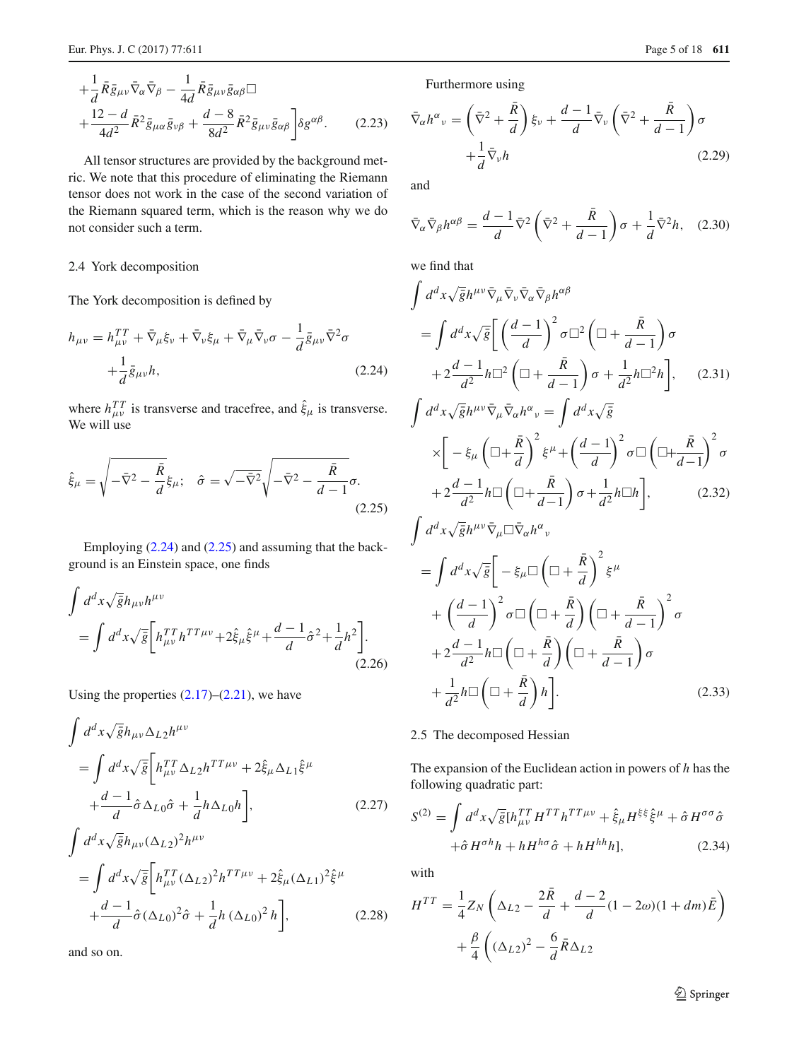$$+\frac{1}{d}\bar{R}\bar{g}_{\mu\nu}\bar{\nabla}_\alpha\bar{\nabla}_\beta - \frac{1}{4d}\bar{R}\bar{g}_{\mu\nu}\bar{g}_{\alpha\beta}\Box$$
$$+\frac{12-d}{4d^2}\bar{R}^2\bar{g}_{\mu\alpha}\bar{g}_{\nu\beta} + \frac{d-8}{8d^2}\bar{R}^2\bar{g}_{\mu\nu}\bar{g}_{\alpha\beta}\Big]\delta g^{\alpha\beta}. \tag{2.23}$$

All tensor structures are provided by the background metric. We note that this procedure of eliminating the Riemann tensor does not work in the case of the second variation of the Riemann squared term, which is the reason why we do not consider such a term.

## 2.4 York decomposition

The York decomposition is defined by

$$h_{\mu\nu} = h^{TT}_{\mu\nu} + \bar{\nabla}_\mu\xi_\nu + \bar{\nabla}_\nu\xi_\mu + \bar{\nabla}_\mu\bar{\nabla}_\nu\sigma - \frac{1}{d}\bar{g}_{\mu\nu}\bar{\nabla}^2\sigma + \frac{1}{d}\bar{g}_{\mu\nu}h, \tag{2.24}$$

where $h^{TT}_{\mu\nu}$ is transverse and tracefree, and $\hat{\xi}_\mu$ is transverse. We will use

$$\hat{\xi}_\mu = \sqrt{-\bar{\nabla}^2 - \frac{\bar{R}}{d}}\xi_\mu; \quad \hat{\sigma} = \sqrt{-\bar{\nabla}^2}\sqrt{-\bar{\nabla}^2 - \frac{\bar{R}}{d-1}}\sigma. \tag{2.25}$$

Employing (2.24) and (2.25) and assuming that the background is an Einstein space, one finds

$$\int d^dx\sqrt{\bar{g}}h_{\mu\nu}h^{\mu\nu} = \int d^dx\sqrt{\bar{g}}\Big[h^{TT}_{\mu\nu}h^{TT\mu\nu} + 2\hat{\xi}_\mu\hat{\xi}^\mu + \frac{d-1}{d}\hat{\sigma}^2 + \frac{1}{d}h^2\Big]. \tag{2.26}$$

Using the properties (2.17)–(2.21), we have

$$\int d^dx\sqrt{\bar{g}}h_{\mu\nu}\Delta_{L2}h^{\mu\nu} = \int d^dx\sqrt{\bar{g}}\Big[h^{TT}_{\mu\nu}\Delta_{L2}h^{TT\mu\nu} + 2\hat{\xi}_\mu\Delta_{L1}\hat{\xi}^\mu + \frac{d-1}{d}\hat{\sigma}\Delta_{L0}\hat{\sigma} + \frac{1}{d}h\Delta_{L0}h\Big], \tag{2.27}$$

$$\int d^dx\sqrt{\bar{g}}h_{\mu\nu}(\Delta_{L2})^2h^{\mu\nu} = \int d^dx\sqrt{\bar{g}}\Big[h^{TT}_{\mu\nu}(\Delta_{L2})^2h^{TT\mu\nu} + 2\hat{\xi}_\mu(\Delta_{L1})^2\hat{\xi}^\mu + \frac{d-1}{d}\hat{\sigma}(\Delta_{L0})^2\hat{\sigma} + \frac{1}{d}h\,(\Delta_{L0})^2\,h\Big], \tag{2.28}$$

and so on.

Furthermore using

$$\bar{\nabla}_\alpha h^\alpha{}_\nu = \left(\bar{\nabla}^2 + \frac{\bar{R}}{d}\right)\xi_\nu + \frac{d-1}{d}\bar{\nabla}_\nu\left(\bar{\nabla}^2 + \frac{\bar{R}}{d-1}\right)\sigma + \frac{1}{d}\bar{\nabla}_\nu h \tag{2.29}$$

and

$$\bar{\nabla}_\alpha\bar{\nabla}_\beta h^{\alpha\beta} = \frac{d-1}{d}\bar{\nabla}^2\left(\bar{\nabla}^2 + \frac{\bar{R}}{d-1}\right)\sigma + \frac{1}{d}\bar{\nabla}^2 h, \tag{2.30}$$

we find that

$$\int d^dx\sqrt{\bar{g}}h^{\mu\nu}\bar{\nabla}_\mu\bar{\nabla}_\nu\bar{\nabla}_\alpha\bar{\nabla}_\beta h^{\alpha\beta} = \int d^dx\sqrt{\bar{g}}\Big[\left(\frac{d-1}{d}\right)^2\sigma\Box^2\left(\Box + \frac{\bar{R}}{d-1}\right)\sigma + 2\frac{d-1}{d^2}h\Box^2\left(\Box + \frac{\bar{R}}{d-1}\right)\sigma + \frac{1}{d^2}h\Box^2h\Big], \tag{2.31}$$

$$\int d^dx\sqrt{\bar{g}}h^{\mu\nu}\bar{\nabla}_\mu\bar{\nabla}_\alpha h^\alpha{}_\nu = \int d^dx\sqrt{\bar{g}}\times\Big[-\xi_\mu\left(\Box + \frac{\bar{R}}{d}\right)^2\xi^\mu + \left(\frac{d-1}{d}\right)^2\sigma\Box\left(\Box + \frac{\bar{R}}{d-1}\right)^2\sigma + 2\frac{d-1}{d^2}h\Box\left(\Box + \frac{\bar{R}}{d-1}\right)\sigma + \frac{1}{d^2}h\Box h\Big], \tag{2.32}$$

$$\int d^dx\sqrt{\bar{g}}h^{\mu\nu}\bar{\nabla}_\mu\Box\bar{\nabla}_\alpha h^\alpha{}_\nu = \int d^dx\sqrt{\bar{g}}\Big[-\xi_\mu\Box\left(\Box + \frac{\bar{R}}{d}\right)^2\xi^\mu + \left(\frac{d-1}{d}\right)^2\sigma\Box\left(\Box + \frac{\bar{R}}{d}\right)\left(\Box + \frac{\bar{R}}{d-1}\right)^2\sigma + 2\frac{d-1}{d^2}h\Box\left(\Box + \frac{\bar{R}}{d}\right)\left(\Box + \frac{\bar{R}}{d-1}\right)\sigma + \frac{1}{d^2}h\Box\left(\Box + \frac{\bar{R}}{d}\right)h\Big]. \tag{2.33}$$

## 2.5 The decomposed Hessian

The expansion of the Euclidean action in powers of $h$ has the following quadratic part:

$$S^{(2)} = \int d^dx\sqrt{\bar{g}}[h^{TT}_{\mu\nu}H^{TT}h^{TT\mu\nu} + \hat{\xi}_\mu H^{\xi\xi}\hat{\xi}^\mu + \hat{\sigma}H^{\sigma\sigma}\hat{\sigma} + \hat{\sigma}H^{\sigma h}h + hH^{h\sigma}\hat{\sigma} + hH^{hh}h], \tag{2.34}$$

with

$$H^{TT} = \frac{1}{4}Z_N\left(\Delta_{L2} - \frac{2\bar{R}}{d} + \frac{d-2}{d}(1-2\omega)(1+dm)\bar{E}\right) + \frac{\beta}{4}\left((\Delta_{L2})^2 - \frac{6}{d}\bar{R}\Delta_{L2}\right.$$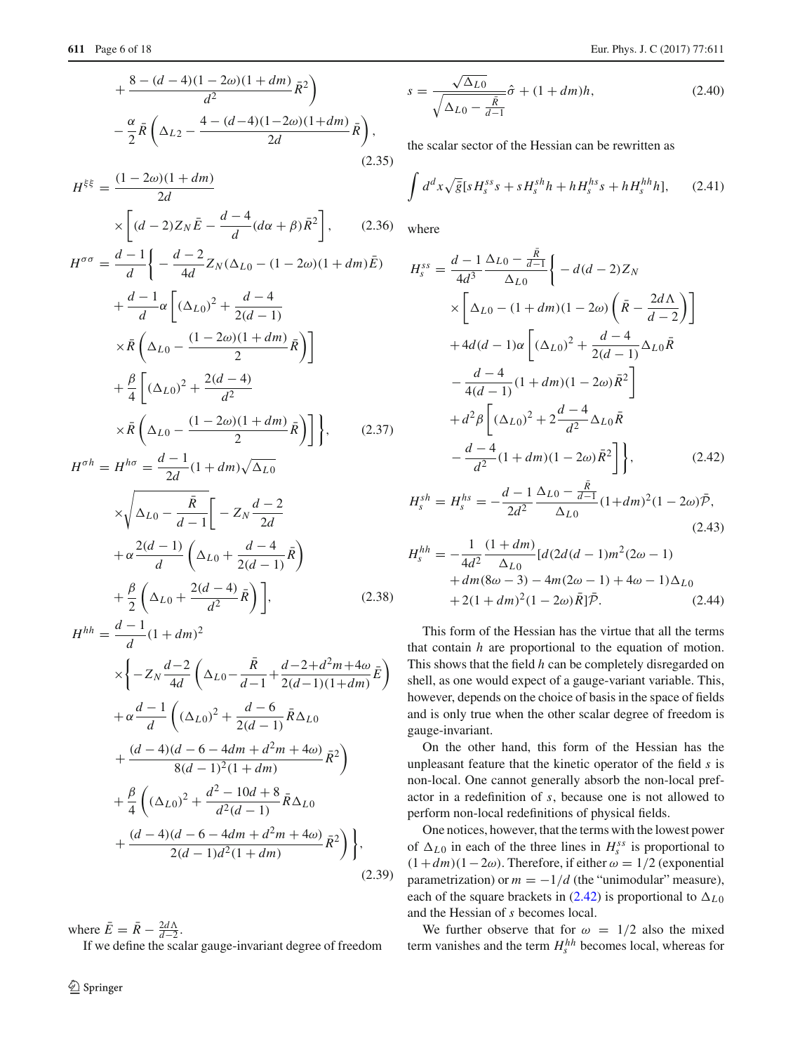$$
+\frac{8-(d-4)(1-2\omega)(1+dm)}{d^2}\bar{R}^2\Bigg)
$$

$$
-\frac{\alpha}{2}\bar{R}\left(\Delta_{L2}-\frac{4-(d-4)(1-2\omega)(1+dm)}{2d}\bar{R}\right), \tag{2.35}
$$

$$
H^{\xi\xi}=\frac{(1-2\omega)(1+dm)}{2d}\times\left[(d-2)Z_N\bar{E}-\frac{d-4}{d}(d\alpha+\beta)\bar{R}^2\right], \tag{2.36}
$$

$$
\begin{aligned}
H^{\sigma\sigma}=\frac{d-1}{d}\Bigg\{&-\frac{d-2}{4d}Z_N(\Delta_{L0}-(1-2\omega)(1+dm)\bar{E})\\
&+\frac{d-1}{d}\alpha\left[(\Delta_{L0})^2+\frac{d-4}{2(d-1)}\times\bar{R}\left(\Delta_{L0}-\frac{(1-2\omega)(1+dm)}{2}\bar{R}\right)\right]\\
&+\frac{\beta}{4}\left[(\Delta_{L0})^2+\frac{2(d-4)}{d^2}\times\bar{R}\left(\Delta_{L0}-\frac{(1-2\omega)(1+dm)}{2}\bar{R}\right)\right]\Bigg\},
\end{aligned} \tag{2.37}
$$

$$
\begin{aligned}
H^{\sigma h}=H^{h\sigma}=\frac{d-1}{2d}(1+dm)\sqrt{\Delta_{L0}}\times\sqrt{\Delta_{L0}-\frac{\bar{R}}{d-1}}\Bigg[&-Z_N\frac{d-2}{2d}\\
&+\alpha\frac{2(d-1)}{d}\left(\Delta_{L0}+\frac{d-4}{2(d-1)}\bar{R}\right)\\
&+\frac{\beta}{2}\left(\Delta_{L0}+\frac{2(d-4)}{d^2}\bar{R}\right)\Bigg],
\end{aligned} \tag{2.38}
$$

$$
\begin{aligned}
H^{hh}=\frac{d-1}{d}(1+dm)^2\times\Bigg\{&-Z_N\frac{d-2}{4d}\left(\Delta_{L0}-\frac{\bar{R}}{d-1}+\frac{d-2+d^2m+4\omega}{2(d-1)(1+dm)}\bar{E}\right)\\
&+\alpha\frac{d-1}{d}\left((\Delta_{L0})^2+\frac{d-6}{2(d-1)}\bar{R}\Delta_{L0}+\frac{(d-4)(d-6-4dm+d^2m+4\omega)}{8(d-1)^2(1+dm)}\bar{R}^2\right)\\
&+\frac{\beta}{4}\left((\Delta_{L0})^2+\frac{d^2-10d+8}{d^2(d-1)}\bar{R}\Delta_{L0}+\frac{(d-4)(d-6-4dm+d^2m+4\omega)}{2(d-1)d^2(1+dm)}\bar{R}^2\right)\Bigg\},
\end{aligned} \tag{2.39}
$$

where $\bar{E}=\bar{R}-\frac{2d\Lambda}{d-2}$.

If we define the scalar gauge-invariant degree of freedom

$$
s=\frac{\sqrt{\Delta_{L0}}}{\sqrt{\Delta_{L0}-\frac{\bar{R}}{d-1}}}\hat{\sigma}+(1+dm)h, \tag{2.40}
$$

the scalar sector of the Hessian can be rewritten as

$$
\int d^dx\sqrt{\bar{g}}[sH_s^{ss}s+sH_s^{sh}h+hH_s^{hs}s+hH_s^{hh}h], \tag{2.41}
$$

where

$$
\begin{aligned}
H_s^{ss}=\frac{d-1}{4d^3}\frac{\Delta_{L0}-\frac{\bar{R}}{d-1}}{\Delta_{L0}}\Bigg\{&-d(d-2)Z_N\times\left[\Delta_{L0}-(1+dm)(1-2\omega)\left(\bar{R}-\frac{2d\Lambda}{d-2}\right)\right]\\
&+4d(d-1)\alpha\left[(\Delta_{L0})^2+\frac{d-4}{2(d-1)}\Delta_{L0}\bar{R}-\frac{d-4}{4(d-1)}(1+dm)(1-2\omega)\bar{R}^2\right]\\
&+d^2\beta\left[(\Delta_{L0})^2+2\frac{d-4}{d^2}\Delta_{L0}\bar{R}-\frac{d-4}{d^2}(1+dm)(1-2\omega)\bar{R}^2\right]\Bigg\},
\end{aligned} \tag{2.42}
$$

$$
H_s^{sh}=H_s^{hs}=-\frac{d-1}{2d^2}\frac{\Delta_{L0}-\frac{\bar{R}}{d-1}}{\Delta_{L0}}(1+dm)^2(1-2\omega)\bar{\mathcal{P}}, \tag{2.43}
$$

$$
\begin{aligned}
H_s^{hh}=-\frac{1}{4d^2}\frac{(1+dm)}{\Delta_{L0}}[&d(2d(d-1)m^2(2\omega-1)\\
&+dm(8\omega-3)-4m(2\omega-1)+4\omega-1)\Delta_{L0}\\
&+2(1+dm)^2(1-2\omega)\bar{R}]\bar{\mathcal{P}}.
\end{aligned} \tag{2.44}
$$

This form of the Hessian has the virtue that all the terms that contain $h$ are proportional to the equation of motion. This shows that the field $h$ can be completely disregarded on shell, as one would expect of a gauge-variant variable. This, however, depends on the choice of basis in the space of fields and is only true when the other scalar degree of freedom is gauge-invariant.

On the other hand, this form of the Hessian has the unpleasant feature that the kinetic operator of the field $s$ is non-local. One cannot generally absorb the non-local prefactor in a redefinition of $s$, because one is not allowed to perform non-local redefinitions of physical fields.

One notices, however, that the terms with the lowest power of $\Delta_{L0}$ in each of the three lines in $H_s^{ss}$ is proportional to $(1+dm)(1-2\omega)$. Therefore, if either $\omega=1/2$ (exponential parametrization) or $m=-1/d$ (the "unimodular" measure), each of the square brackets in (2.42) is proportional to $\Delta_{L0}$ and the Hessian of $s$ becomes local.

We further observe that for $\omega=1/2$ also the mixed term vanishes and the term $H_s^{hh}$ becomes local, whereas for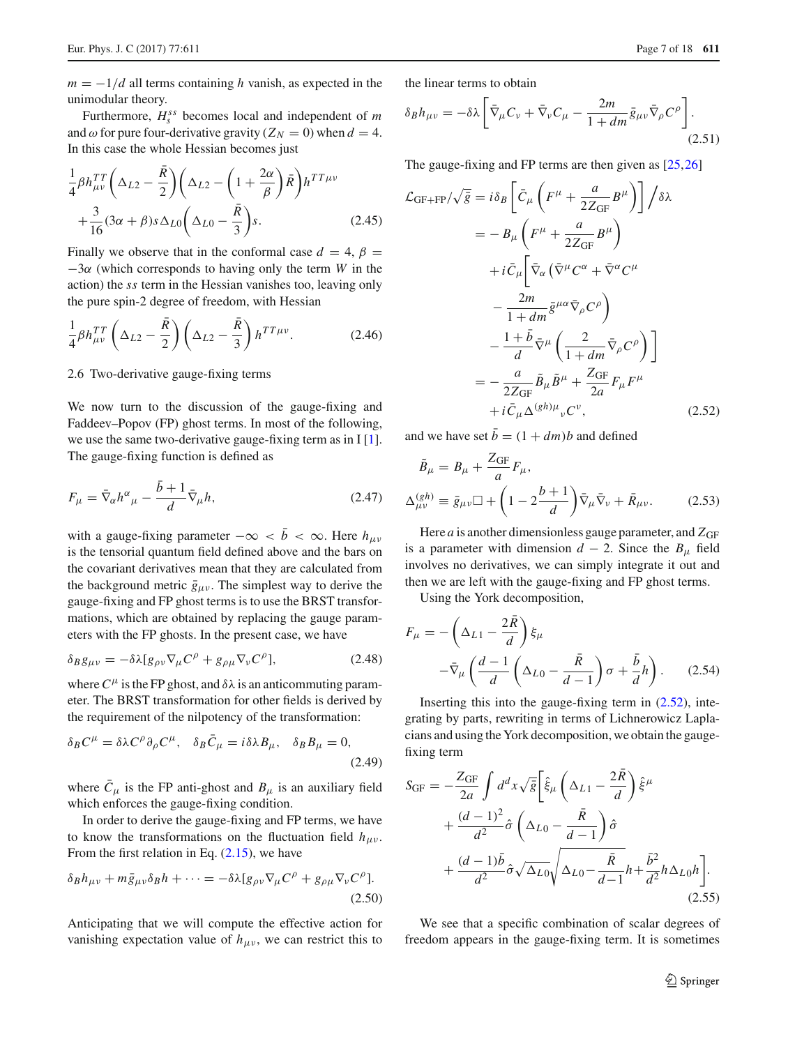$m = -1/d$ all terms containing $h$ vanish, as expected in the unimodular theory.

Furthermore, $H_s^{ss}$ becomes local and independent of $m$ and $\omega$ for pure four-derivative gravity ($Z_N = 0$) when $d = 4$. In this case the whole Hessian becomes just

$$
\frac{1}{4}\beta h^{TT}_{\mu\nu}\left(\Delta_{L2}-\frac{\bar{R}}{2}\right)\left(\Delta_{L2}-\left(1+\frac{2\alpha}{\beta}\right)\bar{R}\right)h^{TT\mu\nu} +\frac{3}{16}(3\alpha+\beta)s\Delta_{L0}\left(\Delta_{L0}-\frac{\bar{R}}{3}\right)s. \tag{2.45}
$$

Finally we observe that in the conformal case $d = 4$, $\beta = -3\alpha$ (which corresponds to having only the term $W$ in the action) the $ss$ term in the Hessian vanishes too, leaving only the pure spin-2 degree of freedom, with Hessian

$$
\frac{1}{4}\beta h^{TT}_{\mu\nu}\left(\Delta_{L2}-\frac{\bar{R}}{2}\right)\left(\Delta_{L2}-\frac{\bar{R}}{3}\right)h^{TT\mu\nu}. \tag{2.46}
$$

### 2.6 Two-derivative gauge-fixing terms

We now turn to the discussion of the gauge-fixing and Faddeev–Popov (FP) ghost terms. In most of the following, we use the same two-derivative gauge-fixing term as in I [1]. The gauge-fixing function is defined as

$$
F_\mu = \bar{\nabla}_\alpha h^\alpha{}_\mu - \frac{\bar{b}+1}{d}\bar{\nabla}_\mu h, \tag{2.47}
$$

with a gauge-fixing parameter $-\infty < \bar{b} < \infty$. Here $h_{\mu\nu}$ is the tensorial quantum field defined above and the bars on the covariant derivatives mean that they are calculated from the background metric $\bar{g}_{\mu\nu}$. The simplest way to derive the gauge-fixing and FP ghost terms is to use the BRST transformations, which are obtained by replacing the gauge parameters with the FP ghosts. In the present case, we have

$$
\delta_B g_{\mu\nu} = -\delta\lambda[g_{\rho\nu}\nabla_\mu C^\rho + g_{\rho\mu}\nabla_\nu C^\rho], \tag{2.48}
$$

where $C^\mu$ is the FP ghost, and $\delta\lambda$ is an anticommuting parameter. The BRST transformation for other fields is derived by the requirement of the nilpotency of the transformation:

$$
\delta_B C^\mu = \delta\lambda C^\rho\partial_\rho C^\mu, \quad \delta_B \bar{C}_\mu = i\delta\lambda B_\mu, \quad \delta_B B_\mu = 0, \tag{2.49}
$$

where $\bar{C}_\mu$ is the FP anti-ghost and $B_\mu$ is an auxiliary field which enforces the gauge-fixing condition.

In order to derive the gauge-fixing and FP terms, we have to know the transformations on the fluctuation field $h_{\mu\nu}$. From the first relation in Eq. (2.15), we have

$$
\delta_B h_{\mu\nu} + m\bar{g}_{\mu\nu}\delta_B h + \cdots = -\delta\lambda[g_{\rho\nu}\nabla_\mu C^\rho + g_{\rho\mu}\nabla_\nu C^\rho]. \tag{2.50}
$$

Anticipating that we will compute the effective action for vanishing expectation value of $h_{\mu\nu}$, we can restrict this to the linear terms to obtain

$$
\delta_B h_{\mu\nu} = -\delta\lambda\left[\bar{\nabla}_\mu C_\nu + \bar{\nabla}_\nu C_\mu - \frac{2m}{1+dm}\bar{g}_{\mu\nu}\bar{\nabla}_\rho C^\rho\right]. \tag{2.51}
$$

The gauge-fixing and FP terms are then given as [25,26]

$$
\begin{aligned}
\mathcal{L}_{\rm GF+FP}/\sqrt{\bar{g}} &= i\delta_B\left[\bar{C}_\mu\left(F^\mu + \frac{a}{2Z_{\rm GF}}B^\mu\right)\right]\Big/\delta\lambda \\
&= -B_\mu\left(F^\mu + \frac{a}{2Z_{\rm GF}}B^\mu\right) \\
&\quad + i\bar{C}_\mu\Bigg[\bar{\nabla}_\alpha\left(\bar{\nabla}^\mu C^\alpha + \bar{\nabla}^\alpha C^\mu - \frac{2m}{1+dm}\bar{g}^{\mu\alpha}\bar{\nabla}_\rho C^\rho\right) \\
&\quad - \frac{1+\bar{b}}{d}\bar{\nabla}^\mu\left(\frac{2}{1+dm}\bar{\nabla}_\rho C^\rho\right)\Bigg] \\
&= -\frac{a}{2Z_{\rm GF}}\tilde{B}_\mu\tilde{B}^\mu + \frac{Z_{\rm GF}}{2a}F_\mu F^\mu \\
&\quad + i\bar{C}_\mu\Delta^{(gh)\mu}{}_\nu C^\nu,
\end{aligned} \tag{2.52}
$$

and we have set $\bar{b} = (1+dm)b$ and defined

$$
\tilde{B}_\mu = B_\mu + \frac{Z_{\rm GF}}{a}F_\mu, \qquad
\Delta^{(gh)}_{\mu\nu} \equiv \bar{g}_{\mu\nu}\Box + \left(1 - 2\frac{b+1}{d}\right)\bar{\nabla}_\mu\bar{\nabla}_\nu + \bar{R}_{\mu\nu}. \tag{2.53}
$$

Here $a$ is another dimensionless gauge parameter, and $Z_{\rm GF}$ is a parameter with dimension $d-2$. Since the $B_\mu$ field involves no derivatives, we can simply integrate it out and then we are left with the gauge-fixing and FP ghost terms.

Using the York decomposition,

$$
F_\mu = -\left(\Delta_{L1} - \frac{2\bar{R}}{d}\right)\xi_\mu - \bar{\nabla}_\mu\left(\frac{d-1}{d}\left(\Delta_{L0} - \frac{\bar{R}}{d-1}\right)\sigma + \frac{\bar{b}}{d}h\right). \tag{2.54}
$$

Inserting this into the gauge-fixing term in (2.52), integrating by parts, rewriting in terms of Lichnerowicz Laplacians and using the York decomposition, we obtain the gauge-fixing term

$$
\begin{aligned}
S_{\rm GF} = -\frac{Z_{\rm GF}}{2a}\int d^dx\sqrt{\bar{g}}\Bigg[&\hat{\xi}_\mu\left(\Delta_{L1} - \frac{2\bar{R}}{d}\right)\hat{\xi}^\mu \\
&+ \frac{(d-1)^2}{d^2}\hat{\sigma}\left(\Delta_{L0} - \frac{\bar{R}}{d-1}\right)\hat{\sigma} \\
&+ \frac{(d-1)\bar{b}}{d^2}\hat{\sigma}\sqrt{\Delta_{L0}}\sqrt{\Delta_{L0} - \frac{\bar{R}}{d-1}}h + \frac{\bar{b}^2}{d^2}h\Delta_{L0}h\Bigg].
\end{aligned} \tag{2.55}
$$

We see that a specific combination of scalar degrees of freedom appears in the gauge-fixing term. It is sometimes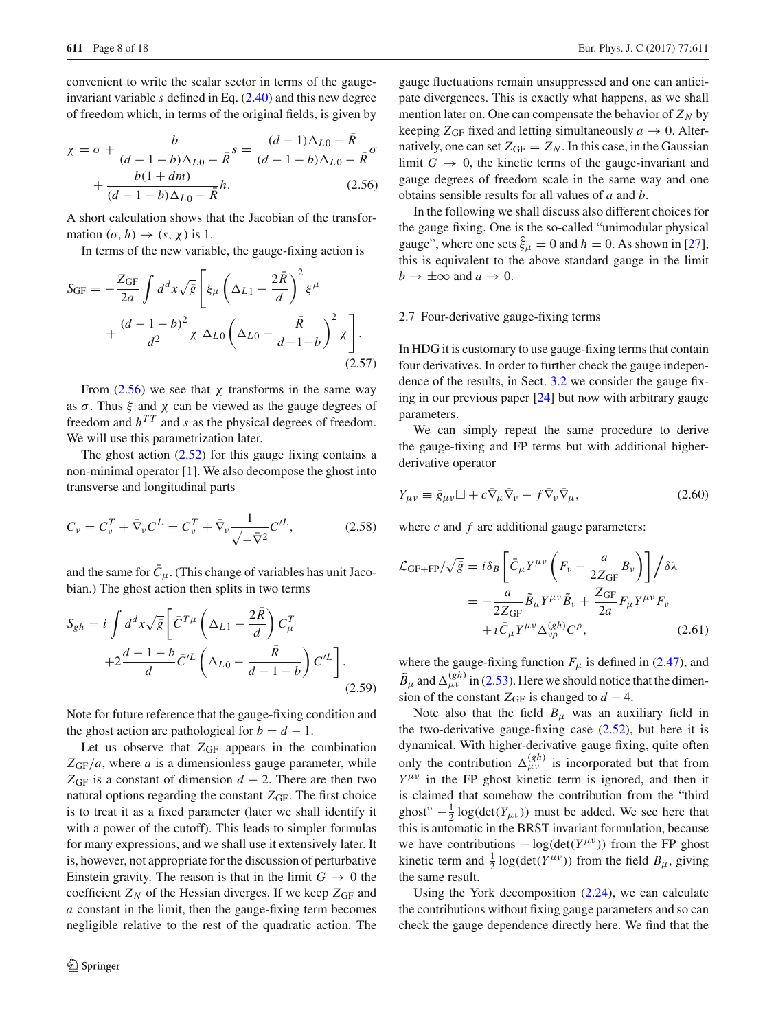convenient to write the scalar sector in terms of the gauge-invariant variable $s$ defined in Eq. (2.40) and this new degree of freedom which, in terms of the original fields, is given by

$$
\chi = \sigma + \frac{b}{(d-1-b)\Delta_{L0} - \bar{R}} s = \frac{(d-1)\Delta_{L0} - \bar{R}}{(d-1-b)\Delta_{L0} - \bar{R}} \sigma + \frac{b(1+dm)}{(d-1-b)\Delta_{L0} - \bar{R}} h. \tag{2.56}
$$

A short calculation shows that the Jacobian of the transformation $(\sigma, h) \to (s, \chi)$ is 1.

In terms of the new variable, the gauge-fixing action is

$$
S_{\rm GF} = -\frac{Z_{\rm GF}}{2a} \int d^d x \sqrt{\bar{g}} \left[ \xi_\mu \left( \Delta_{L1} - \frac{2\bar{R}}{d} \right)^2 \xi^\mu + \frac{(d-1-b)^2}{d^2} \chi \, \Delta_{L0} \left( \Delta_{L0} - \frac{\bar{R}}{d-1-b} \right)^2 \chi \right]. \tag{2.57}
$$

From (2.56) we see that $\chi$ transforms in the same way as $\sigma$. Thus $\xi$ and $\chi$ can be viewed as the gauge degrees of freedom and $h^{TT}$ and $s$ as the physical degrees of freedom. We will use this parametrization later.

The ghost action (2.52) for this gauge fixing contains a non-minimal operator [1]. We also decompose the ghost into transverse and longitudinal parts

$$
C_\nu = C_\nu^T + \bar{\nabla}_\nu C^L = C_\nu^T + \bar{\nabla}_\nu \frac{1}{\sqrt{-\bar{\nabla}^2}} C'^L, \tag{2.58}
$$

and the same for $\bar{C}_\mu$. (This change of variables has unit Jacobian.) The ghost action then splits in two terms

$$
S_{gh} = i \int d^d x \sqrt{\bar{g}} \left[ \bar{C}^{T\mu} \left( \Delta_{L1} - \frac{2\bar{R}}{d} \right) C_\mu^T + 2\frac{d-1-b}{d} \bar{C}'^L \left( \Delta_{L0} - \frac{\bar{R}}{d-1-b} \right) C'^L \right]. \tag{2.59}
$$

Note for future reference that the gauge-fixing condition and the ghost action are pathological for $b = d-1$.

Let us observe that $Z_{\rm GF}$ appears in the combination $Z_{\rm GF}/a$, where $a$ is a dimensionless gauge parameter, while $Z_{\rm GF}$ is a constant of dimension $d-2$. There are then two natural options regarding the constant $Z_{\rm GF}$. The first choice is to treat it as a fixed parameter (later we shall identify it with a power of the cutoff). This leads to simpler formulas for many expressions, and we shall use it extensively later. It is, however, not appropriate for the discussion of perturbative Einstein gravity. The reason is that in the limit $G \to 0$ the coefficient $Z_N$ of the Hessian diverges. If we keep $Z_{\rm GF}$ and $a$ constant in the limit, then the gauge-fixing term becomes negligible relative to the rest of the quadratic action. The gauge fluctuations remain unsuppressed and one can anticipate divergences. This is exactly what happens, as we shall mention later on. One can compensate the behavior of $Z_N$ by keeping $Z_{\rm GF}$ fixed and letting simultaneously $a \to 0$. Alternatively, one can set $Z_{\rm GF} = Z_N$. In this case, in the Gaussian limit $G \to 0$, the kinetic terms of the gauge-invariant and gauge degrees of freedom scale in the same way and one obtains sensible results for all values of $a$ and $b$.

In the following we shall discuss also different choices for the gauge fixing. One is the so-called "unimodular physical gauge", where one sets $\hat{\xi}_\mu = 0$ and $h = 0$. As shown in [27], this is equivalent to the above standard gauge in the limit $b \to \pm\infty$ and $a \to 0$.

### 2.7 Four-derivative gauge-fixing terms

In HDG it is customary to use gauge-fixing terms that contain four derivatives. In order to further check the gauge independence of the results, in Sect. 3.2 we consider the gauge fixing in our previous paper [24] but now with arbitrary gauge parameters.

We can simply repeat the same procedure to derive the gauge-fixing and FP terms but with additional higher-derivative operator

$$
Y_{\mu\nu} \equiv \bar{g}_{\mu\nu} \Box + c \bar{\nabla}_\mu \bar{\nabla}_\nu - f \bar{\nabla}_\nu \bar{\nabla}_\mu, \tag{2.60}
$$

where $c$ and $f$ are additional gauge parameters:

$$
\begin{aligned}
\mathcal{L}_{\rm GF+FP}/\sqrt{\bar{g}} &= i\delta_B \left[ \bar{C}_\mu Y^{\mu\nu} \left( F_\nu - \frac{a}{2Z_{\rm GF}} B_\nu \right) \right] \Big/ \delta\lambda \\
&= -\frac{a}{2Z_{\rm GF}} \tilde{B}_\mu Y^{\mu\nu} \tilde{B}_\nu + \frac{Z_{\rm GF}}{2a} F_\mu Y^{\mu\nu} F_\nu \\
&\quad + i \bar{C}_\mu Y^{\mu\nu} \Delta^{(gh)}_{\nu\rho} C^\rho,
\end{aligned} \tag{2.61}
$$

where the gauge-fixing function $F_\mu$ is defined in (2.47), and $\tilde{B}_\mu$ and $\Delta^{(gh)}_{\mu\nu}$ in (2.53). Here we should notice that the dimension of the constant $Z_{\rm GF}$ is changed to $d-4$.

Note also that the field $B_\mu$ was an auxiliary field in the two-derivative gauge-fixing case (2.52), but here it is dynamical. With higher-derivative gauge fixing, quite often only the contribution $\Delta^{(gh)}_{\mu\nu}$ is incorporated but that from $Y^{\mu\nu}$ in the FP ghost kinetic term is ignored, and then it is claimed that somehow the contribution from the "third ghost" $-\frac{1}{2}\log(\det(Y_{\mu\nu}))$ must be added. We see here that this is automatic in the BRST invariant formulation, because we have contributions $-\log(\det(Y^{\mu\nu}))$ from the FP ghost kinetic term and $\frac{1}{2}\log(\det(Y^{\mu\nu}))$ from the field $B_\mu$, giving the same result.

Using the York decomposition (2.24), we can calculate the contributions without fixing gauge parameters and so can check the gauge dependence directly here. We find that the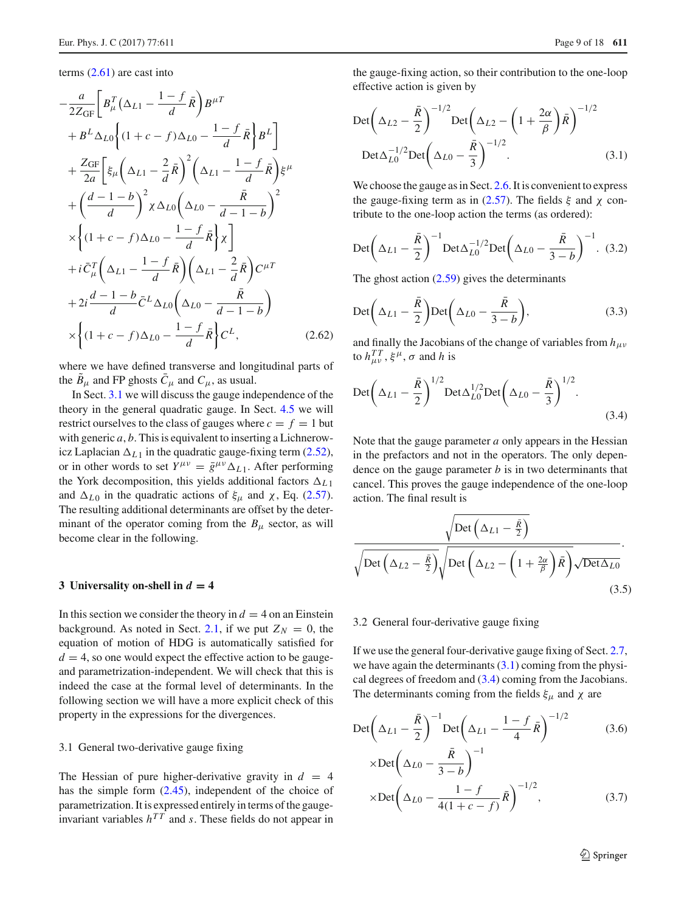terms (2.61) are cast into

$$
\begin{aligned}
&-\frac{a}{2Z_{\rm GF}}\bigg[B^T_\mu\Big(\Delta_{L1}-\frac{1-f}{d}\bar R\Big)B^{\mu T}\\
&+B^L\Delta_{L0}\Big\{(1+c-f)\Delta_{L0}-\frac{1-f}{d}\bar R\Big\}B^L\bigg]\\
&+\frac{Z_{\rm GF}}{2a}\bigg[\xi_\mu\Big(\Delta_{L1}-\frac{2}{d}\bar R\Big)^2\Big(\Delta_{L1}-\frac{1-f}{d}\bar R\Big)\xi^\mu\\
&+\Big(\frac{d-1-b}{d}\Big)^2\chi\Delta_{L0}\Big(\Delta_{L0}-\frac{\bar R}{d-1-b}\Big)^2\\
&\times\Big\{(1+c-f)\Delta_{L0}-\frac{1-f}{d}\bar R\Big\}\chi\bigg]\\
&+i\bar C^T_\mu\Big(\Delta_{L1}-\frac{1-f}{d}\bar R\Big)\Big(\Delta_{L1}-\frac{2}{d}\bar R\Big)C^{\mu T}\\
&+2i\frac{d-1-b}{d}\bar C^L\Delta_{L0}\Big(\Delta_{L0}-\frac{\bar R}{d-1-b}\Big)\\
&\times\Big\{(1+c-f)\Delta_{L0}-\frac{1-f}{d}\bar R\Big\}C^L, \qquad (2.62)
\end{aligned}
$$

where we have defined transverse and longitudinal parts of the $\tilde B_\mu$ and FP ghosts $\bar C_\mu$ and $C_\mu$, as usual.

In Sect. 3.1 we will discuss the gauge independence of the theory in the general quadratic gauge. In Sect. 4.5 we will restrict ourselves to the class of gauges where $c=f=1$ but with generic $a, b$. This is equivalent to inserting a Lichnerowicz Laplacian $\Delta_{L1}$ in the quadratic gauge-fixing term (2.52), or in other words to set $Y^{\mu\nu}=\bar g^{\mu\nu}\Delta_{L1}$. After performing the York decomposition, this yields additional factors $\Delta_{L1}$ and $\Delta_{L0}$ in the quadratic actions of $\xi_\mu$ and $\chi$, Eq. (2.57). The resulting additional determinants are offset by the determinant of the operator coming from the $B_\mu$ sector, as will become clear in the following.

## 3 Universality on-shell in $d=4$

In this section we consider the theory in $d=4$ on an Einstein background. As noted in Sect. 2.1, if we put $Z_N=0$, the equation of motion of HDG is automatically satisfied for $d=4$, so one would expect the effective action to be gauge- and parametrization-independent. We will check that this is indeed the case at the formal level of determinants. In the following section we will have a more explicit check of this property in the expressions for the divergences.

### 3.1 General two-derivative gauge fixing

The Hessian of pure higher-derivative gravity in $d=4$ has the simple form (2.45), independent of the choice of parametrization. It is expressed entirely in terms of the gauge-invariant variables $h^{TT}$ and $s$. These fields do not appear in the gauge-fixing action, so their contribution to the one-loop effective action is given by

$$
\begin{aligned}
&{\rm Det}\Big(\Delta_{L2}-\frac{\bar R}{2}\Big)^{-1/2}{\rm Det}\Big(\Delta_{L2}-\Big(1+\frac{2\alpha}{\beta}\Big)\bar R\Big)^{-1/2}\\
&{\rm Det}\Delta_{L0}^{-1/2}{\rm Det}\Big(\Delta_{L0}-\frac{\bar R}{3}\Big)^{-1/2}. \qquad (3.1)
\end{aligned}
$$

We choose the gauge as in Sect. 2.6. It is convenient to express the gauge-fixing term as in (2.57). The fields $\xi$ and $\chi$ contribute to the one-loop action the terms (as ordered):

$$
{\rm Det}\Big(\Delta_{L1}-\frac{\bar R}{2}\Big)^{-1}{\rm Det}\Delta_{L0}^{-1/2}{\rm Det}\Big(\Delta_{L0}-\frac{\bar R}{3-b}\Big)^{-1}. \qquad (3.2)
$$

The ghost action (2.59) gives the determinants

$$
{\rm Det}\Big(\Delta_{L1}-\frac{\bar R}{2}\Big){\rm Det}\Big(\Delta_{L0}-\frac{\bar R}{3-b}\Big), \qquad (3.3)
$$

and finally the Jacobians of the change of variables from $h_{\mu\nu}$ to $h^{TT}_{\mu\nu}$, $\xi^\mu$, $\sigma$ and $h$ is

$$
{\rm Det}\Big(\Delta_{L1}-\frac{\bar R}{2}\Big)^{1/2}{\rm Det}\Delta_{L0}^{1/2}{\rm Det}\Big(\Delta_{L0}-\frac{\bar R}{3}\Big)^{1/2}. \qquad (3.4)
$$

Note that the gauge parameter $a$ only appears in the Hessian in the prefactors and not in the operators. The only dependence on the gauge parameter $b$ is in two determinants that cancel. This proves the gauge independence of the one-loop action. The final result is

$$
\frac{\sqrt{{\rm Det}\Big(\Delta_{L1}-\frac{\bar R}{2}\Big)}}{\sqrt{{\rm Det}\Big(\Delta_{L2}-\frac{\bar R}{2}\Big)}\sqrt{{\rm Det}\Big(\Delta_{L2}-\Big(1+\frac{2\alpha}{\beta}\Big)\bar R\Big)}\sqrt{{\rm Det}\Delta_{L0}}}. \qquad (3.5)
$$

### 3.2 General four-derivative gauge fixing

If we use the general four-derivative gauge fixing of Sect. 2.7, we have again the determinants (3.1) coming from the physical degrees of freedom and (3.4) coming from the Jacobians. The determinants coming from the fields $\xi_\mu$ and $\chi$ are

$$
{\rm Det}\Big(\Delta_{L1}-\frac{\bar R}{2}\Big)^{-1}{\rm Det}\Big(\Delta_{L1}-\frac{1-f}{4}\bar R\Big)^{-1/2} \qquad (3.6)
$$

$$
\begin{aligned}
&\times{\rm Det}\Big(\Delta_{L0}-\frac{\bar R}{3-b}\Big)^{-1}\\
&\times{\rm Det}\Big(\Delta_{L0}-\frac{1-f}{4(1+c-f)}\bar R\Big)^{-1/2}, \qquad (3.7)
\end{aligned}
$$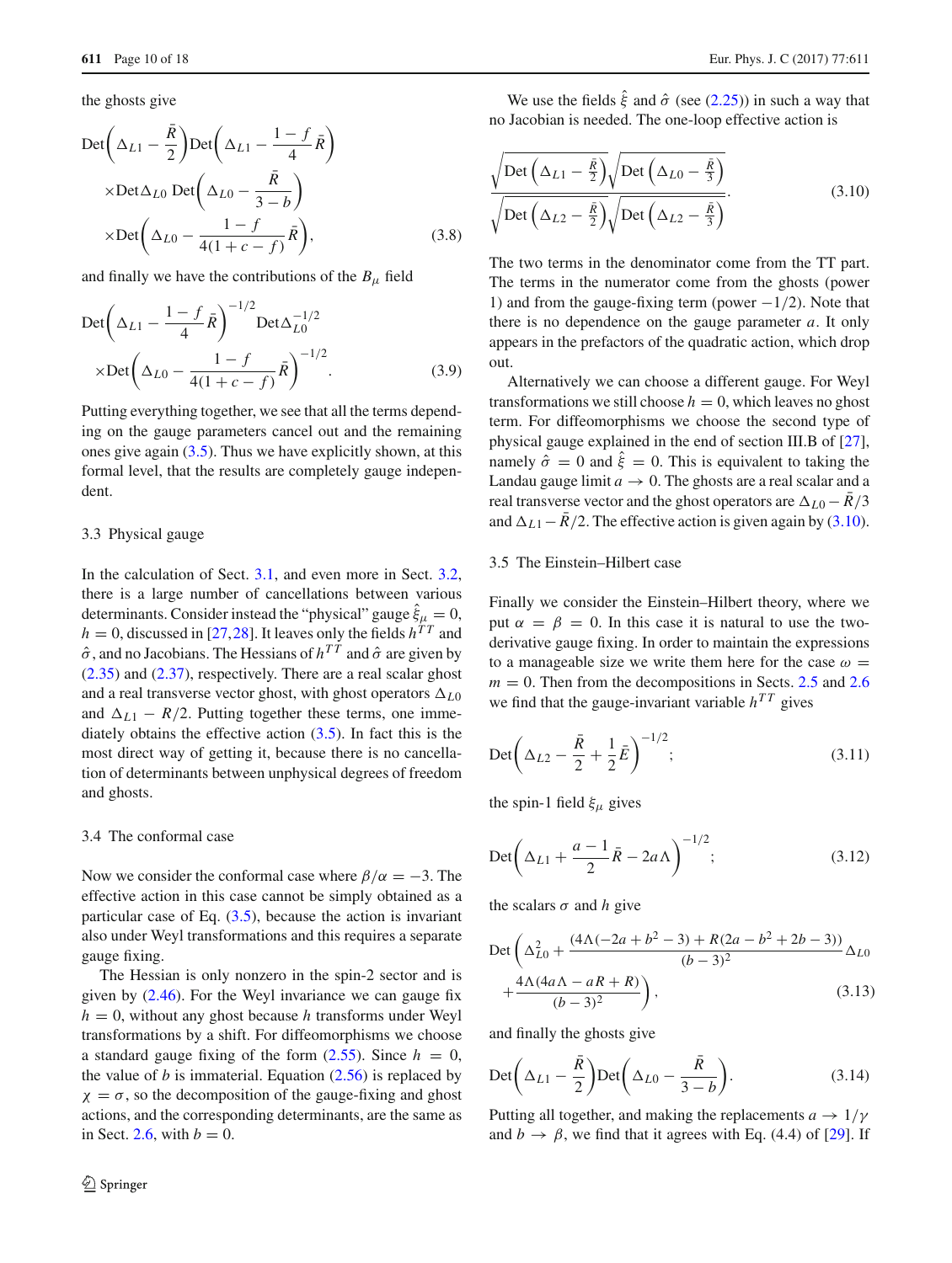the ghosts give

$$
\begin{aligned}
&\text{Det}\left(\Delta_{L1}-\frac{\bar{R}}{2}\right)\text{Det}\left(\Delta_{L1}-\frac{1-f}{4}\bar{R}\right)\\
&\times\text{Det}\Delta_{L0}\,\text{Det}\left(\Delta_{L0}-\frac{\bar{R}}{3-b}\right)\\
&\times\text{Det}\left(\Delta_{L0}-\frac{1-f}{4(1+c-f)}\bar{R}\right),
\end{aligned}
\tag{3.8}
$$

and finally we have the contributions of the $B_\mu$ field

$$
\begin{aligned}
&\text{Det}\left(\Delta_{L1}-\frac{1-f}{4}\bar{R}\right)^{-1/2}\text{Det}\Delta_{L0}^{-1/2}\\
&\times\text{Det}\left(\Delta_{L0}-\frac{1-f}{4(1+c-f)}\bar{R}\right)^{-1/2}.
\end{aligned}
\tag{3.9}
$$

Putting everything together, we see that all the terms depending on the gauge parameters cancel out and the remaining ones give again (3.5). Thus we have explicitly shown, at this formal level, that the results are completely gauge independent.

### 3.3 Physical gauge

In the calculation of Sect. 3.1, and even more in Sect. 3.2, there is a large number of cancellations between various determinants. Consider instead the "physical" gauge $\hat{\xi}_\mu = 0$, $h = 0$, discussed in [27,28]. It leaves only the fields $h^{TT}$ and $\hat{\sigma}$, and no Jacobians. The Hessians of $h^{TT}$ and $\hat{\sigma}$ are given by (2.35) and (2.37), respectively. There are a real scalar ghost and a real transverse vector ghost, with ghost operators $\Delta_{L0}$ and $\Delta_{L1} - R/2$. Putting together these terms, one immediately obtains the effective action (3.5). In fact this is the most direct way of getting it, because there is no cancellation of determinants between unphysical degrees of freedom and ghosts.

### 3.4 The conformal case

Now we consider the conformal case where $\beta/\alpha = -3$. The effective action in this case cannot be simply obtained as a particular case of Eq. (3.5), because the action is invariant also under Weyl transformations and this requires a separate gauge fixing.

The Hessian is only nonzero in the spin-2 sector and is given by (2.46). For the Weyl invariance we can gauge fix $h = 0$, without any ghost because $h$ transforms under Weyl transformations by a shift. For diffeomorphisms we choose a standard gauge fixing of the form (2.55). Since $h = 0$, the value of $b$ is immaterial. Equation (2.56) is replaced by $\chi = \sigma$, so the decomposition of the gauge-fixing and ghost actions, and the corresponding determinants, are the same as in Sect. 2.6, with $b = 0$.

We use the fields $\hat{\xi}$ and $\hat{\sigma}$ (see (2.25)) in such a way that no Jacobian is needed. The one-loop effective action is

$$
\frac{\sqrt{\text{Det}\left(\Delta_{L1}-\frac{\bar{R}}{2}\right)}\sqrt{\text{Det}\left(\Delta_{L0}-\frac{\bar{R}}{3}\right)}}{\sqrt{\text{Det}\left(\Delta_{L2}-\frac{\bar{R}}{2}\right)}\sqrt{\text{Det}\left(\Delta_{L2}-\frac{\bar{R}}{3}\right)}}.
\tag{3.10}
$$

The two terms in the denominator come from the TT part. The terms in the numerator come from the ghosts (power 1) and from the gauge-fixing term (power $-1/2$). Note that there is no dependence on the gauge parameter $a$. It only appears in the prefactors of the quadratic action, which drop out.

Alternatively we can choose a different gauge. For Weyl transformations we still choose $h = 0$, which leaves no ghost term. For diffeomorphisms we choose the second type of physical gauge explained in the end of section III.B of [27], namely $\hat{\sigma} = 0$ and $\hat{\xi} = 0$. This is equivalent to taking the Landau gauge limit $a \to 0$. The ghosts are a real scalar and a real transverse vector and the ghost operators are $\Delta_{L0} - \bar{R}/3$ and $\Delta_{L1} - \bar{R}/2$. The effective action is given again by (3.10).

### 3.5 The Einstein–Hilbert case

Finally we consider the Einstein–Hilbert theory, where we put $\alpha = \beta = 0$. In this case it is natural to use the two-derivative gauge fixing. In order to maintain the expressions to a manageable size we write them here for the case $\omega = m = 0$. Then from the decompositions in Sects. 2.5 and 2.6 we find that the gauge-invariant variable $h^{TT}$ gives

$$
\text{Det}\left(\Delta_{L2}-\frac{\bar{R}}{2}+\frac{1}{2}\bar{E}\right)^{-1/2};
\tag{3.11}
$$

the spin-1 field $\xi_\mu$ gives

$$
\text{Det}\left(\Delta_{L1}+\frac{a-1}{2}\bar{R}-2a\Lambda\right)^{-1/2};
\tag{3.12}
$$

the scalars $\sigma$ and $h$ give

$$
\begin{aligned}
&\text{Det}\left(\Delta_{L0}^2+\frac{(4\Lambda(-2a+b^2-3)+R(2a-b^2+2b-3))}{(b-3)^2}\Delta_{L0}\right.\\
&\left.+\frac{4\Lambda(4a\Lambda-aR+R)}{(b-3)^2}\right),
\end{aligned}
\tag{3.13}
$$

and finally the ghosts give

$$
\text{Det}\left(\Delta_{L1}-\frac{\bar{R}}{2}\right)\text{Det}\left(\Delta_{L0}-\frac{\bar{R}}{3-b}\right).
\tag{3.14}
$$

Putting all together, and making the replacements $a \to 1/\gamma$ and $b \to \beta$, we find that it agrees with Eq. (4.4) of [29]. If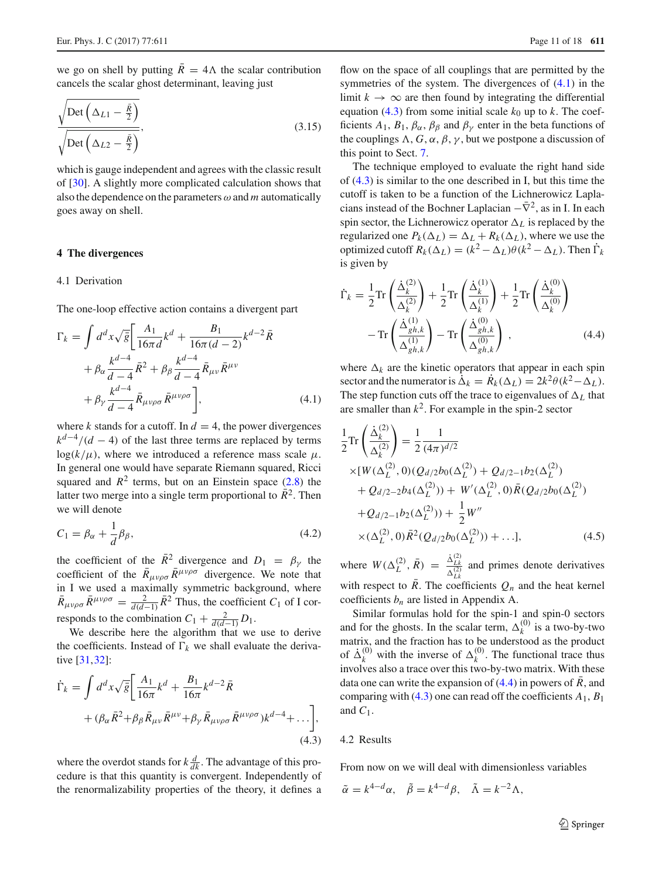we go on shell by putting $\bar{R} = 4\Lambda$ the scalar contribution cancels the scalar ghost determinant, leaving just

$$\frac{\sqrt{\text{Det}\left(\Delta_{L1} - \frac{\bar{R}}{2}\right)}}{\sqrt{\text{Det}\left(\Delta_{L2} - \frac{\bar{R}}{2}\right)}}, \tag{3.15}$$

which is gauge independent and agrees with the classic result of [30]. A slightly more complicated calculation shows that also the dependence on the parameters $\omega$ and $m$ automatically goes away on shell.

## 4 The divergences

### 4.1 Derivation

The one-loop effective action contains a divergent part

$$\begin{aligned}\Gamma_k = \int d^dx\sqrt{\bar{g}}\Bigg[&\frac{A_1}{16\pi d}k^d + \frac{B_1}{16\pi(d-2)}k^{d-2}\bar{R} \\ &+ \beta_\alpha\frac{k^{d-4}}{d-4}\bar{R}^2 + \beta_\beta\frac{k^{d-4}}{d-4}\bar{R}_{\mu\nu}\bar{R}^{\mu\nu} \\ &+ \beta_\gamma\frac{k^{d-4}}{d-4}\bar{R}_{\mu\nu\rho\sigma}\bar{R}^{\mu\nu\rho\sigma}\Bigg],\end{aligned} \tag{4.1}$$

where $k$ stands for a cutoff. In $d = 4$, the power divergences $k^{d-4}/(d-4)$ of the last three terms are replaced by terms $\log(k/\mu)$, where we introduced a reference mass scale $\mu$. In general one would have separate Riemann squared, Ricci squared and $R^2$ terms, but on an Einstein space (2.8) the latter two merge into a single term proportional to $\bar{R}^2$. Then we will denote

$$C_1 = \beta_\alpha + \frac{1}{d}\beta_\beta, \tag{4.2}$$

the coefficient of the $\bar{R}^2$ divergence and $D_1 = \beta_\gamma$ the coefficient of the $\bar{R}_{\mu\nu\rho\sigma}\bar{R}^{\mu\nu\rho\sigma}$ divergence. We note that in I we used a maximally symmetric background, where $\bar{R}_{\mu\nu\rho\sigma}\bar{R}^{\mu\nu\rho\sigma} = \frac{2}{d(d-1)}\bar{R}^2$ Thus, the coefficient $C_1$ of I corresponds to the combination $C_1 + \frac{2}{d(d-1)}D_1$.

We describe here the algorithm that we use to derive the coefficients. Instead of $\Gamma_k$ we shall evaluate the derivative [31,32]:

$$\begin{aligned}\dot{\Gamma}_k = \int d^dx\sqrt{\bar{g}}\Bigg[&\frac{A_1}{16\pi}k^d + \frac{B_1}{16\pi}k^{d-2}\bar{R} \\ &+ (\beta_\alpha\bar{R}^2 + \beta_\beta\bar{R}_{\mu\nu}\bar{R}^{\mu\nu} + \beta_\gamma\bar{R}_{\mu\nu\rho\sigma}\bar{R}^{\mu\nu\rho\sigma})k^{d-4} + \dots\Bigg],\end{aligned} \tag{4.3}$$

where the overdot stands for $k\frac{d}{dk}$. The advantage of this procedure is that this quantity is convergent. Independently of the renormalizability properties of the theory, it defines a flow on the space of all couplings that are permitted by the symmetries of the system. The divergences of (4.1) in the limit $k \to \infty$ are then found by integrating the differential equation (4.3) from some initial scale $k_0$ up to $k$. The coefficients $A_1$, $B_1$, $\beta_\alpha$, $\beta_\beta$ and $\beta_\gamma$ enter in the beta functions of the couplings $\Lambda, G, \alpha, \beta, \gamma$, but we postpone a discussion of this point to Sect. 7.

The technique employed to evaluate the right hand side of (4.3) is similar to the one described in I, but this time the cutoff is taken to be a function of the Lichnerowicz Laplacians instead of the Bochner Laplacian $-\bar{\nabla}^2$, as in I. In each spin sector, the Lichnerowicz operator $\Delta_L$ is replaced by the regularized one $P_k(\Delta_L) = \Delta_L + R_k(\Delta_L)$, where we use the optimized cutoff $R_k(\Delta_L) = (k^2 - \Delta_L)\theta(k^2 - \Delta_L)$. Then $\dot{\Gamma}_k$ is given by

$$\begin{aligned}\dot{\Gamma}_k = &\frac{1}{2}\text{Tr}\left(\frac{\dot{\Delta}_k^{(2)}}{\Delta_k^{(2)}}\right) + \frac{1}{2}\text{Tr}\left(\frac{\dot{\Delta}_k^{(1)}}{\Delta_k^{(1)}}\right) + \frac{1}{2}\text{Tr}\left(\frac{\dot{\Delta}_k^{(0)}}{\Delta_k^{(0)}}\right) \\ &- \text{Tr}\left(\frac{\dot{\Delta}_{gh,k}^{(1)}}{\Delta_{gh,k}^{(1)}}\right) - \text{Tr}\left(\frac{\dot{\Delta}_{gh,k}^{(0)}}{\Delta_{gh,k}^{(0)}}\right),\end{aligned} \tag{4.4}$$

where $\Delta_k$ are the kinetic operators that appear in each spin sector and the numerator is $\dot{\Delta}_k = \dot{R}_k(\Delta_L) = 2k^2\theta(k^2 - \Delta_L)$. The step function cuts off the trace to eigenvalues of $\Delta_L$ that are smaller than $k^2$. For example in the spin-2 sector

$$\begin{aligned}\frac{1}{2}\text{Tr}\left(\frac{\dot{\Delta}_k^{(2)}}{\Delta_k^{(2)}}\right) = &\frac{1}{2}\frac{1}{(4\pi)^{d/2}} \\ &\times[W(\Delta_L^{(2)}, 0)(Q_{d/2}b_0(\Delta_L^{(2)}) + Q_{d/2-1}b_2(\Delta_L^{(2)}) \\ &+ Q_{d/2-2}b_4(\Delta_L^{(2)})) + W'(\Delta_L^{(2)}, 0)\bar{R}(Q_{d/2}b_0(\Delta_L^{(2)}) \\ &+ Q_{d/2-1}b_2(\Delta_L^{(2)})) + \frac{1}{2}W'' \\ &\times(\Delta_L^{(2)}, 0)\bar{R}^2(Q_{d/2}b_0(\Delta_L^{(2)})) + \dots],\end{aligned} \tag{4.5}$$

where $W(\Delta_L^{(2)}, \bar{R}) = \frac{\dot{\Delta}_{Lk}^{(2)}}{\Delta_{Lk}^{(2)}}$ and primes denote derivatives with respect to $\bar{R}$. The coefficients $Q_n$ and the heat kernel coefficients $b_n$ are listed in Appendix A.

Similar formulas hold for the spin-1 and spin-0 sectors and for the ghosts. In the scalar term, $\Delta_k^{(0)}$ is a two-by-two matrix, and the fraction has to be understood as the product of $\dot{\Delta}_k^{(0)}$ with the inverse of $\Delta_k^{(0)}$. The functional trace thus involves also a trace over this two-by-two matrix. With these data one can write the expansion of (4.4) in powers of $\bar{R}$, and comparing with (4.3) one can read off the coefficients $A_1$, $B_1$ and $C_1$.

### 4.2 Results

From now on we will deal with dimensionless variables

$$\tilde{\alpha} = k^{4-d}\alpha, \quad \tilde{\beta} = k^{4-d}\beta, \quad \tilde{\Lambda} = k^{-2}\Lambda,$$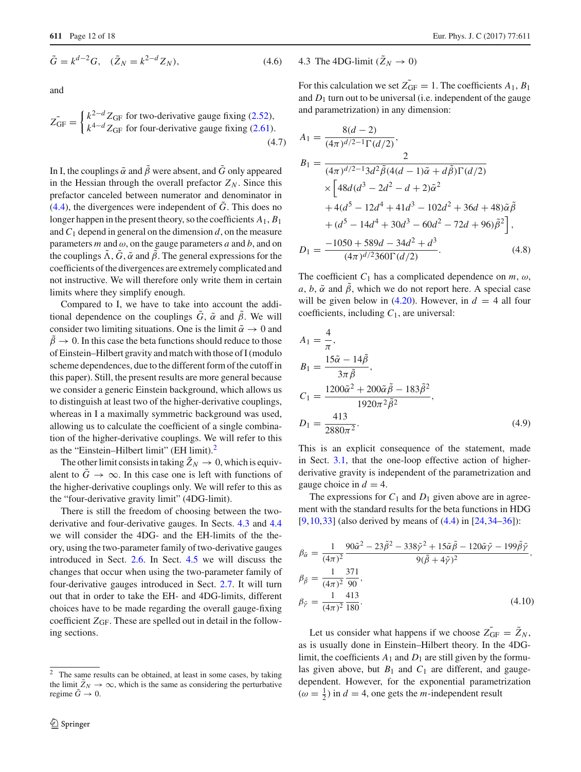$$\tilde{G} = k^{d-2} G, \quad (\tilde{Z}_N = k^{2-d} Z_N), \tag{4.6}$$

and

$$\tilde{Z_{\rm GF}} = \begin{cases} k^{2-d} Z_{\rm GF} \text{ for two-derivative gauge fixing (2.52)}, \\ k^{4-d} Z_{\rm GF} \text{ for four-derivative gauge fixing (2.61)}. \end{cases} \tag{4.7}$$

In I, the couplings $\tilde{\alpha}$ and $\tilde{\beta}$ were absent, and $\tilde{G}$ only appeared in the Hessian through the overall prefactor $Z_N$. Since this prefactor canceled between numerator and denominator in (4.4), the divergences were independent of $\tilde{G}$. This does no longer happen in the present theory, so the coefficients $A_1$, $B_1$ and $C_1$ depend in general on the dimension $d$, on the measure parameters $m$ and $\omega$, on the gauge parameters $a$ and $b$, and on the couplings $\tilde{\Lambda}$, $\tilde{G}$, $\tilde{\alpha}$ and $\tilde{\beta}$. The general expressions for the coefficients of the divergences are extremely complicated and not instructive. We will therefore only write them in certain limits where they simplify enough.

Compared to I, we have to take into account the additional dependence on the couplings $\tilde{G}$, $\tilde{\alpha}$ and $\tilde{\beta}$. We will consider two limiting situations. One is the limit $\tilde{\alpha} \to 0$ and $\tilde{\beta} \to 0$. In this case the beta functions should reduce to those of Einstein–Hilbert gravity and match with those of I (modulo scheme dependences, due to the different form of the cutoff in this paper). Still, the present results are more general because we consider a generic Einstein background, which allows us to distinguish at least two of the higher-derivative couplings, whereas in I a maximally symmetric background was used, allowing us to calculate the coefficient of a single combination of the higher-derivative couplings. We will refer to this as the "Einstein–Hilbert limit" (EH limit).[2]

The other limit consists in taking $\tilde{Z}_N \to 0$, which is equivalent to $\tilde{G} \to \infty$. In this case one is left with functions of the higher-derivative couplings only. We will refer to this as the "four-derivative gravity limit" (4DG-limit).

There is still the freedom of choosing between the two-derivative and four-derivative gauges. In Sects. 4.3 and 4.4 we will consider the 4DG- and the EH-limits of the theory, using the two-parameter family of two-derivative gauges introduced in Sect. 2.6. In Sect. 4.5 we will discuss the changes that occur when using the two-parameter family of four-derivative gauges introduced in Sect. 2.7. It will turn out that in order to take the EH- and 4DG-limits, different choices have to be made regarding the overall gauge-fixing coefficient $Z_{\rm GF}$. These are spelled out in detail in the following sections.

## 4.3 The 4DG-limit ($\tilde{Z}_N \to 0$)

For this calculation we set $\tilde{Z_{\rm GF}} = 1$. The coefficients $A_1$, $B_1$ and $D_1$ turn out to be universal (i.e. independent of the gauge and parametrization) in any dimension:

$$\begin{aligned}
A_1 &= \frac{8(d-2)}{(4\pi)^{d/2-1}\Gamma(d/2)}, \\
B_1 &= \frac{2}{(4\pi)^{d/2-1} 3d^2 \tilde{\beta}(4(d-1)\tilde{\alpha} + d\tilde{\beta})\Gamma(d/2)} \\
&\quad \times \Big[48d(d^3 - 2d^2 - d + 2)\tilde{\alpha}^2 \\
&\quad + 4(d^5 - 12d^4 + 41d^3 - 102d^2 + 36d + 48)\tilde{\alpha}\tilde{\beta} \\
&\quad + (d^5 - 14d^4 + 30d^3 - 60d^2 - 72d + 96)\tilde{\beta}^2\Big], \\
D_1 &= \frac{-1050 + 589d - 34d^2 + d^3}{(4\pi)^{d/2} 360\Gamma(d/2)}.
\end{aligned} \tag{4.8}$$

The coefficient $C_1$ has a complicated dependence on $m$, $\omega$, $a$, $b$, $\tilde{\alpha}$ and $\tilde{\beta}$, which we do not report here. A special case will be given below in (4.20). However, in $d = 4$ all four coefficients, including $C_1$, are universal:

$$\begin{aligned}
A_1 &= \frac{4}{\pi}, \\
B_1 &= \frac{15\tilde{\alpha} - 14\tilde{\beta}}{3\pi\tilde{\beta}}, \\
C_1 &= \frac{1200\tilde{\alpha}^2 + 200\tilde{\alpha}\tilde{\beta} - 183\tilde{\beta}^2}{1920\pi^2\tilde{\beta}^2}, \\
D_1 &= \frac{413}{2880\pi^2}.
\end{aligned} \tag{4.9}$$

This is an explicit consequence of the statement, made in Sect. 3.1, that the one-loop effective action of higher-derivative gravity is independent of the parametrization and gauge choice in $d = 4$.

The expressions for $C_1$ and $D_1$ given above are in agreement with the standard results for the beta functions in HDG [9,10,33] (also derived by means of (4.4) in [24,34–36]):

$$\begin{aligned}
\beta_{\tilde{\alpha}} &= \frac{1}{(4\pi)^2} \frac{90\tilde{\alpha}^2 - 23\tilde{\beta}^2 - 338\tilde{\gamma}^2 + 15\tilde{\alpha}\tilde{\beta} - 120\tilde{\alpha}\tilde{\gamma} - 199\tilde{\beta}\tilde{\gamma}}{9(\tilde{\beta} + 4\tilde{\gamma})^2}, \\
\beta_{\tilde{\beta}} &= \frac{1}{(4\pi)^2} \frac{371}{90}, \\
\beta_{\tilde{\gamma}} &= \frac{1}{(4\pi)^2} \frac{413}{180}.
\end{aligned} \tag{4.10}$$

Let us consider what happens if we choose $\tilde{Z_{\rm GF}} = \tilde{Z}_N$, as is usually done in Einstein–Hilbert theory. In the 4DG-limit, the coefficients $A_1$ and $D_1$ are still given by the formulas given above, but $B_1$ and $C_1$ are different, and gauge-dependent. However, for the exponential parametrization ($\omega = \frac{1}{2}$) in $d = 4$, one gets the $m$-independent result

[2] The same results can be obtained, at least in some cases, by taking the limit $\tilde{Z}_N \to \infty$, which is the same as considering the perturbative regime $\tilde{G} \to 0$.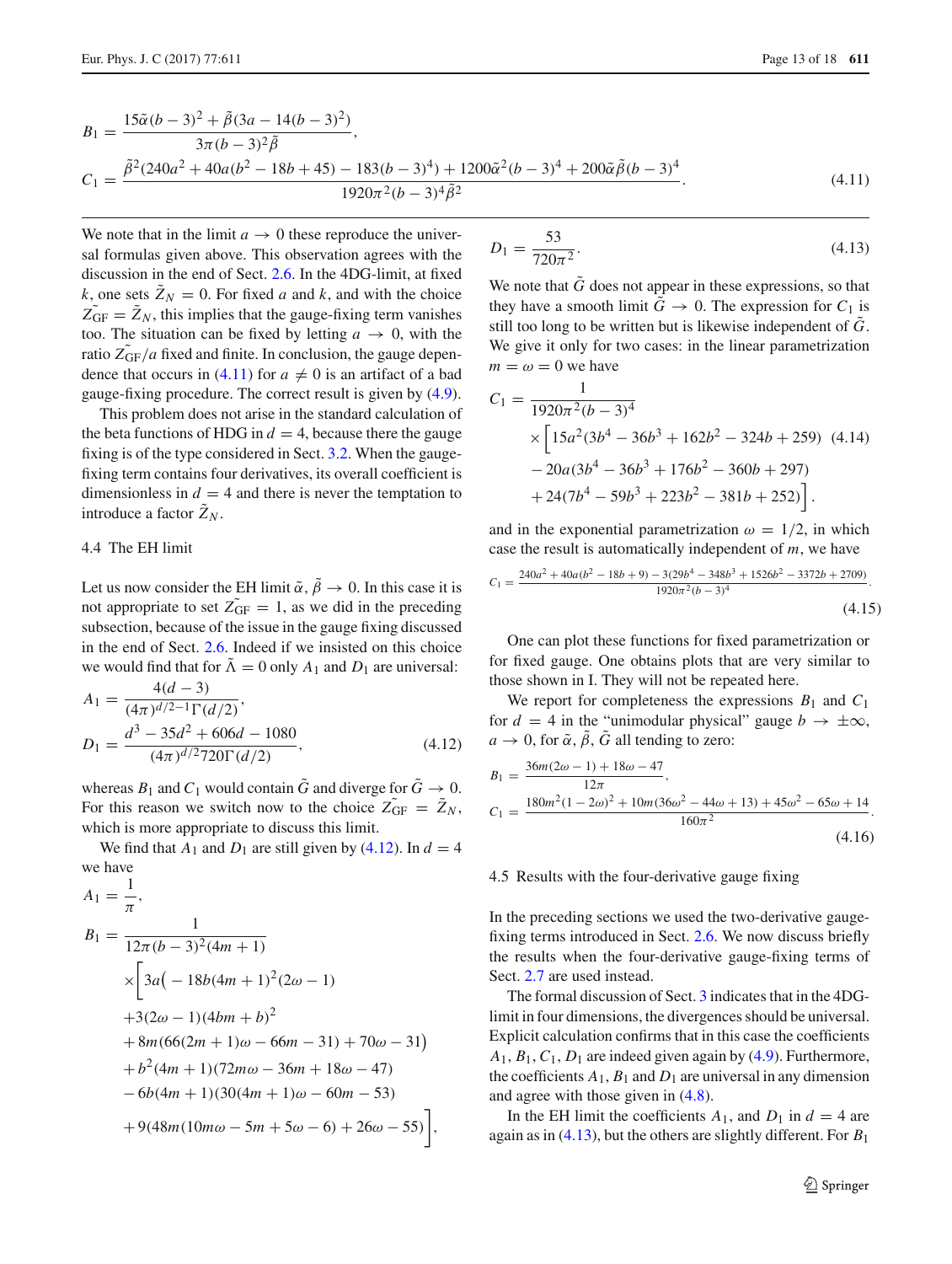$$
B_1 = \frac{15\tilde{\alpha}(b-3)^2 + \tilde{\beta}(3a - 14(b-3)^2)}{3\pi(b-3)^2\tilde{\beta}},
$$

$$
C_1 = \frac{\tilde{\beta}^2(240a^2 + 40a(b^2 - 18b + 45) - 183(b-3)^4) + 1200\tilde{\alpha}^2(b-3)^4 + 200\tilde{\alpha}\tilde{\beta}(b-3)^4}{1920\pi^2(b-3)^4\tilde{\beta}^2}. \tag{4.11}
$$

We note that in the limit $a \to 0$ these reproduce the universal formulas given above. This observation agrees with the discussion in the end of Sect. 2.6. In the 4DG-limit, at fixed $k$, one sets $\tilde{Z}_N = 0$. For fixed $a$ and $k$, and with the choice $\tilde{Z_{\text{GF}}} = \tilde{Z}_N$, this implies that the gauge-fixing term vanishes too. The situation can be fixed by letting $a \to 0$, with the ratio $\tilde{Z_{\text{GF}}}/a$ fixed and finite. In conclusion, the gauge dependence that occurs in (4.11) for $a \neq 0$ is an artifact of a bad gauge-fixing procedure. The correct result is given by (4.9).

This problem does not arise in the standard calculation of the beta functions of HDG in $d = 4$, because there the gauge fixing is of the type considered in Sect. 3.2. When the gauge-fixing term contains four derivatives, its overall coefficient is dimensionless in $d = 4$ and there is never the temptation to introduce a factor $\tilde{Z}_N$.

### 4.4 The EH limit

Let us now consider the EH limit $\tilde{\alpha}, \tilde{\beta} \to 0$. In this case it is not appropriate to set $\tilde{Z_{\text{GF}}} = 1$, as we did in the preceding subsection, because of the issue in the gauge fixing discussed in the end of Sect. 2.6. Indeed if we insisted on this choice we would find that for $\tilde{\Lambda} = 0$ only $A_1$ and $D_1$ are universal:

$$
A_1 = \frac{4(d-3)}{(4\pi)^{d/2-1}\Gamma(d/2)},
$$

$$
D_1 = \frac{d^3 - 35d^2 + 606d - 1080}{(4\pi)^{d/2} 720\Gamma(d/2)}, \tag{4.12}
$$

whereas $B_1$ and $C_1$ would contain $\tilde{G}$ and diverge for $\tilde{G} \to 0$. For this reason we switch now to the choice $\tilde{Z_{\text{GF}}} = \tilde{Z}_N$, which is more appropriate to discuss this limit.

We find that $A_1$ and $D_1$ are still given by (4.12). In $d = 4$ we have

$$
A_1 = \frac{1}{\pi},
$$

$$
\begin{aligned}
B_1 = \frac{1}{12\pi(b-3)^2(4m+1)} &\times\Big[3a\big(-18b(4m+1)^2(2\omega-1)\\
&+3(2\omega-1)(4bm+b)^2\\
&+8m(66(2m+1)\omega - 66m - 31) + 70\omega - 31\big)\\
&+b^2(4m+1)(72m\omega - 36m + 18\omega - 47)\\
&-6b(4m+1)(30(4m+1)\omega - 60m - 53)\\
&+9(48m(10m\omega - 5m + 5\omega - 6) + 26\omega - 55)\Big],
\end{aligned}
$$

$$
D_1 = \frac{53}{720\pi^2}. \tag{4.13}
$$

We note that $\tilde{G}$ does not appear in these expressions, so that they have a smooth limit $\tilde{G} \to 0$. The expression for $C_1$ is still too long to be written but is likewise independent of $\tilde{G}$. We give it only for two cases: in the linear parametrization $m = \omega = 0$ we have

$$
\begin{aligned}
C_1 = \frac{1}{1920\pi^2(b-3)^4} &\times\Big[15a^2(3b^4 - 36b^3 + 162b^2 - 324b + 259)\\
&-20a(3b^4 - 36b^3 + 176b^2 - 360b + 297)\\
&+24(7b^4 - 59b^3 + 223b^2 - 381b + 252)\Big].
\end{aligned} \tag{4.14}
$$

and in the exponential parametrization $\omega = 1/2$, in which case the result is automatically independent of $m$, we have

$$
C_1 = \frac{240a^2 + 40a(b^2 - 18b + 9) - 3(29b^4 - 348b^3 + 1526b^2 - 3372b + 2709)}{1920\pi^2(b-3)^4}. \tag{4.15}
$$

One can plot these functions for fixed parametrization or for fixed gauge. One obtains plots that are very similar to those shown in I. They will not be repeated here.

We report for completeness the expressions $B_1$ and $C_1$ for $d = 4$ in the "unimodular physical" gauge $b \to \pm\infty$, $a \to 0$, for $\tilde{\alpha}, \tilde{\beta}, \tilde{G}$ all tending to zero:

$$
B_1 = \frac{36m(2\omega-1) + 18\omega - 47}{12\pi},
$$

$$
C_1 = \frac{180m^2(1-2\omega)^2 + 10m(36\omega^2 - 44\omega + 13) + 45\omega^2 - 65\omega + 14}{160\pi^2}. \tag{4.16}
$$

### 4.5 Results with the four-derivative gauge fixing

In the preceding sections we used the two-derivative gauge-fixing terms introduced in Sect. 2.6. We now discuss briefly the results when the four-derivative gauge-fixing terms of Sect. 2.7 are used instead.

The formal discussion of Sect. 3 indicates that in the 4DG-limit in four dimensions, the divergences should be universal. Explicit calculation confirms that in this case the coefficients $A_1, B_1, C_1, D_1$ are indeed given again by (4.9). Furthermore, the coefficients $A_1$, $B_1$ and $D_1$ are universal in any dimension and agree with those given in (4.8).

In the EH limit the coefficients $A_1$, and $D_1$ in $d = 4$ are again as in (4.13), but the others are slightly different. For $B_1$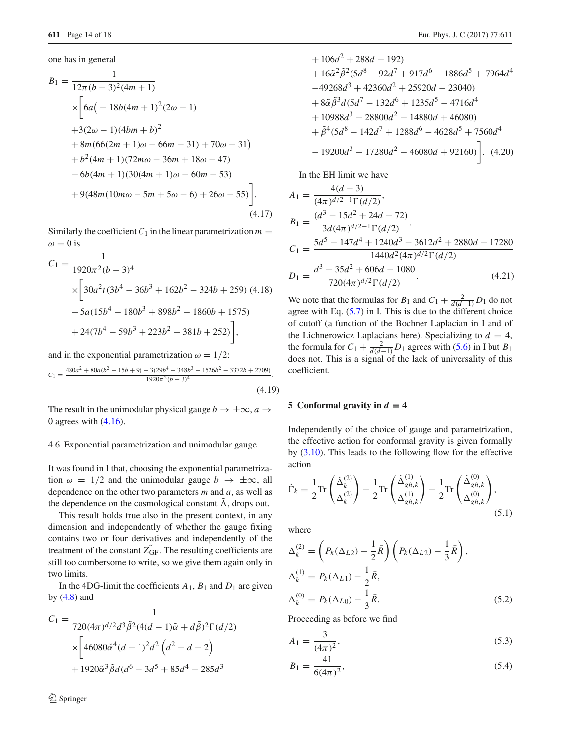one has in general

$$
\begin{aligned}
B_1 = & \frac{1}{12\pi(b-3)^2(4m+1)} \\
& \times\Big[6a\big(-18b(4m+1)^2(2\omega-1) \\
& +3(2\omega-1)(4bm+b)^2 \\
& +8m(66(2m+1)\omega-66m-31)+70\omega-31\big) \\
& +b^2(4m+1)(72m\omega-36m+18\omega-47) \\
& -6b(4m+1)(30(4m+1)\omega-60m-53) \\
& +9(48m(10m\omega-5m+5\omega-6)+26\omega-55)\Big].
\end{aligned} \tag{4.17}
$$

Similarly the coefficient $C_1$ in the linear parametrization $m = \omega = 0$ is

$$
\begin{aligned}
C_1 = & \frac{1}{1920\pi^2(b-3)^4} \\
& \times\Big[30a^2t(3b^4-36b^3+162b^2-324b+259) \\
& -5a(15b^4-180b^3+898b^2-1860b+1575) \\
& +24(7b^4-59b^3+223b^2-381b+252)\Big],
\end{aligned} \tag{4.18}
$$

and in the exponential parametrization $\omega = 1/2$:

$$
C_1 = \frac{480a^2+80a(b^2-15b+9)-3(29b^4-348b^3+1526b^2-3372b+2709)}{1920\pi^2(b-3)^4}. \tag{4.19}
$$

The result in the unimodular physical gauge $b \to \pm\infty$, $a \to 0$ agrees with (4.16).

### 4.6 Exponential parametrization and unimodular gauge

It was found in I that, choosing the exponential parametrization $\omega = 1/2$ and the unimodular gauge $b \to \pm\infty$, all dependence on the other two parameters $m$ and $a$, as well as the dependence on the cosmological constant $\tilde{\Lambda}$, drops out.

This result holds true also in the present context, in any dimension and independently of whether the gauge fixing contains two or four derivatives and independently of the treatment of the constant $\tilde{Z_{\text{GF}}}$. The resulting coefficients are still too cumbersome to write, so we give them again only in two limits.

In the 4DG-limit the coefficients $A_1$, $B_1$ and $D_1$ are given by (4.8) and

$$
\begin{aligned}
C_1 = & \frac{1}{720(4\pi)^{d/2}d^3\tilde{\beta}^2(4(d-1)\tilde{\alpha}+d\tilde{\beta})^2\Gamma(d/2)} \\
& \times\Big[46080\tilde{\alpha}^4(d-1)^2d^2\left(d^2-d-2\right) \\
& +1920\tilde{\alpha}^3\tilde{\beta}d(d^6-3d^5+85d^4-285d^3 \\
& +106d^2+288d-192) \\
& +16\tilde{\alpha}^2\tilde{\beta}^2(5d^8-92d^7+917d^6-1886d^5+7964d^4 \\
& -49268d^3+42360d^2+25920d-23040) \\
& +8\tilde{\alpha}\tilde{\beta}^3d(5d^7-132d^6+1235d^5-4716d^4 \\
& +10988d^3-28800d^2-14880d+46080) \\
& +\tilde{\beta}^4(5d^8-142d^7+1288d^6-4628d^5+7560d^4 \\
& -19200d^3-17280d^2-46080d+92160)\Big].
\end{aligned} \tag{4.20}
$$

In the EH limit we have

$$
\begin{aligned}
A_1 &= \frac{4(d-3)}{(4\pi)^{d/2-1}\Gamma(d/2)}, \\
B_1 &= \frac{(d^3-15d^2+24d-72)}{3d(4\pi)^{d/2-1}\Gamma(d/2)}, \\
C_1 &= \frac{5d^5-147d^4+1240d^3-3612d^2+2880d-17280}{1440d^2(4\pi)^{d/2}\Gamma(d/2)} \\
D_1 &= \frac{d^3-35d^2+606d-1080}{720(4\pi)^{d/2}\Gamma(d/2)}.
\end{aligned} \tag{4.21}
$$

We note that the formulas for $B_1$ and $C_1 + \frac{2}{d(d-1)}D_1$ do not agree with Eq. (5.7) in I. This is due to the different choice of cutoff (a function of the Bochner Laplacian in I and of the Lichnerowicz Laplacians here). Specializing to $d = 4$, the formula for $C_1 + \frac{2}{d(d-1)}D_1$ agrees with (5.6) in I but $B_1$ does not. This is a signal of the lack of universality of this coefficient.

## 5 Conformal gravity in $d = 4$

Independently of the choice of gauge and parametrization, the effective action for conformal gravity is given formally by (3.10). This leads to the following flow for the effective action

$$
\dot{\Gamma}_k = \frac{1}{2}\text{Tr}\left(\frac{\dot{\Delta}_k^{(2)}}{\Delta_k^{(2)}}\right) - \frac{1}{2}\text{Tr}\left(\frac{\dot{\Delta}_{gh,k}^{(1)}}{\Delta_{gh,k}^{(1)}}\right) - \frac{1}{2}\text{Tr}\left(\frac{\dot{\Delta}_{gh,k}^{(0)}}{\Delta_{gh,k}^{(0)}}\right), \tag{5.1}
$$

where

$$
\begin{aligned}
\Delta_k^{(2)} &= \left(P_k(\Delta_{L2})-\frac{1}{2}\bar{R}\right)\left(P_k(\Delta_{L2})-\frac{1}{3}\bar{R}\right), \\
\Delta_k^{(1)} &= P_k(\Delta_{L1})-\frac{1}{2}\bar{R}, \\
\Delta_k^{(0)} &= P_k(\Delta_{L0})-\frac{1}{3}\bar{R}.
\end{aligned} \tag{5.2}
$$

Proceeding as before we find

$$
A_1 = \frac{3}{(4\pi)^2}, \tag{5.3}
$$

$$
B_1 = \frac{41}{6(4\pi)^2}, \tag{5.4}
$$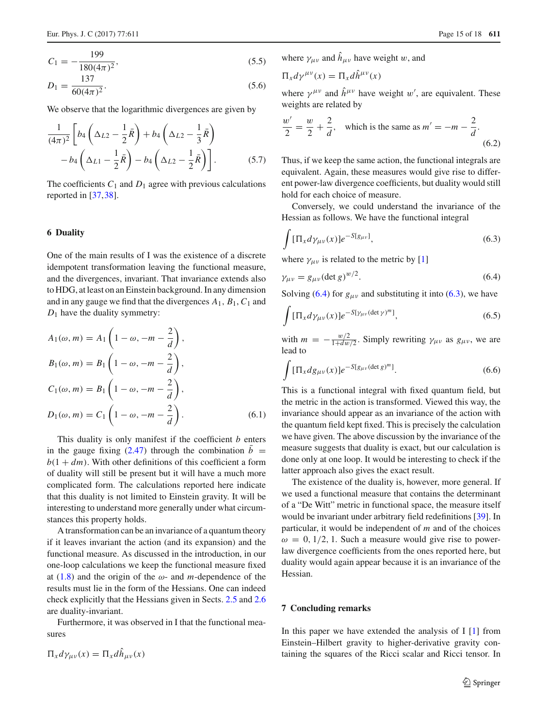$$C_1 = -\frac{199}{180(4\pi)^2}, \tag{5.5}$$

$$D_1 = \frac{137}{60(4\pi)^2}. \tag{5.6}$$

We observe that the logarithmic divergences are given by

$$\frac{1}{(4\pi)^2}\left[b_4\left(\Delta_{L2} - \frac{1}{2}\bar{R}\right) + b_4\left(\Delta_{L2} - \frac{1}{3}\bar{R}\right) - b_4\left(\Delta_{L1} - \frac{1}{2}\bar{R}\right) - b_4\left(\Delta_{L2} - \frac{1}{2}\bar{R}\right)\right]. \tag{5.7}$$

The coefficients $C_1$ and $D_1$ agree with previous calculations reported in [37,38].

## 6 Duality

One of the main results of I was the existence of a discrete idempotent transformation leaving the functional measure, and the divergences, invariant. That invariance extends also to HDG, at least on an Einstein background. In any dimension and in any gauge we find that the divergences $A_1$, $B_1$, $C_1$ and $D_1$ have the duality symmetry:

$$A_1(\omega, m) = A_1\left(1-\omega, -m-\frac{2}{d}\right),$$
$$B_1(\omega, m) = B_1\left(1-\omega, -m-\frac{2}{d}\right),$$
$$C_1(\omega, m) = B_1\left(1-\omega, -m-\frac{2}{d}\right),$$
$$D_1(\omega, m) = C_1\left(1-\omega, -m-\frac{2}{d}\right). \tag{6.1}$$

This duality is only manifest if the coefficient $b$ enters in the gauge fixing (2.47) through the combination $\bar{b} = b(1+dm)$. With other definitions of this coefficient a form of duality will still be present but it will have a much more complicated form. The calculations reported here indicate that this duality is not limited to Einstein gravity. It will be interesting to understand more generally under what circumstances this property holds.

A transformation can be an invariance of a quantum theory if it leaves invariant the action (and its expansion) and the functional measure. As discussed in the introduction, in our one-loop calculations we keep the functional measure fixed at (1.8) and the origin of the $\omega$- and $m$-dependence of the results must lie in the form of the Hessians. One can indeed check explicitly that the Hessians given in Sects. 2.5 and 2.6 are duality-invariant.

Furthermore, it was observed in I that the functional measures

$$\Pi_x d\gamma_{\mu\nu}(x) = \Pi_x d\hat{h}_{\mu\nu}(x)$$

where $\gamma_{\mu\nu}$ and $\hat{h}_{\mu\nu}$ have weight $w$, and

$$\Pi_x d\gamma^{\mu\nu}(x) = \Pi_x d\hat{h}^{\mu\nu}(x)$$

where $\gamma^{\mu\nu}$ and $\hat{h}^{\mu\nu}$ have weight $w'$, are equivalent. These weights are related by

$$\frac{w'}{2} = \frac{w}{2} + \frac{2}{d}, \quad \text{which is the same as } m' = -m - \frac{2}{d}. \tag{6.2}$$

Thus, if we keep the same action, the functional integrals are equivalent. Again, these measures would give rise to different power-law divergence coefficients, but duality would still hold for each choice of measure.

Conversely, we could understand the invariance of the Hessian as follows. We have the functional integral

$$\int [\Pi_x d\gamma_{\mu\nu}(x)] e^{-S[g_{\mu\nu}]}, \tag{6.3}$$

where $\gamma_{\mu\nu}$ is related to the metric by [1]

$$\gamma_{\mu\nu} = g_{\mu\nu}(\det g)^{w/2}. \tag{6.4}$$

Solving (6.4) for $g_{\mu\nu}$ and substituting it into (6.3), we have

$$\int [\Pi_x d\gamma_{\mu\nu}(x)] e^{-S[\gamma_{\mu\nu}(\det\gamma)^m]}, \tag{6.5}$$

with $m = -\frac{w/2}{1+dw/2}$. Simply rewriting $\gamma_{\mu\nu}$ as $g_{\mu\nu}$, we are lead to

$$\int [\Pi_x dg_{\mu\nu}(x)] e^{-S[g_{\mu\nu}(\det g)^m]}. \tag{6.6}$$

This is a functional integral with fixed quantum field, but the metric in the action is transformed. Viewed this way, the invariance should appear as an invariance of the action with the quantum field kept fixed. This is precisely the calculation we have given. The above discussion by the invariance of the measure suggests that duality is exact, but our calculation is done only at one loop. It would be interesting to check if the latter approach also gives the exact result.

The existence of the duality is, however, more general. If we used a functional measure that contains the determinant of a "De Witt" metric in functional space, the measure itself would be invariant under arbitrary field redefinitions [39]. In particular, it would be independent of $m$ and of the choices $\omega = 0, 1/2, 1$. Such a measure would give rise to power-law divergence coefficients from the ones reported here, but duality would again appear because it is an invariance of the Hessian.

## 7 Concluding remarks

In this paper we have extended the analysis of I [1] from Einstein–Hilbert gravity to higher-derivative gravity containing the squares of the Ricci scalar and Ricci tensor. In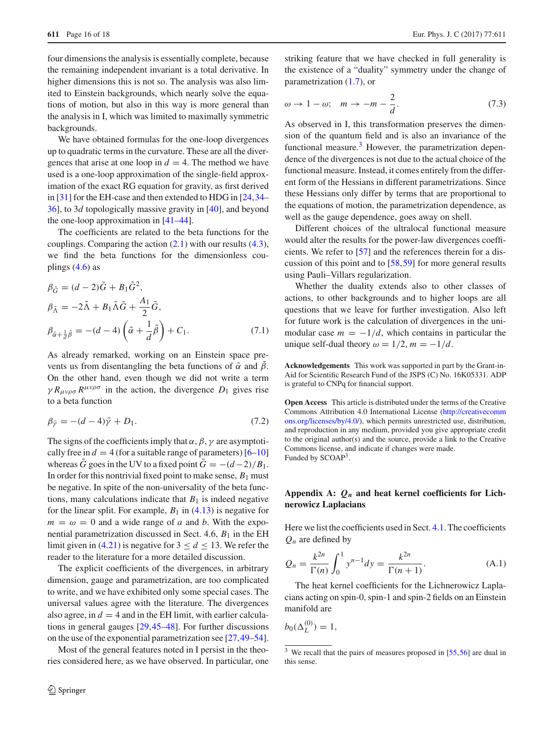four dimensions the analysis is essentially complete, because the remaining independent invariant is a total derivative. In higher dimensions this is not so. The analysis was also limited to Einstein backgrounds, which nearly solve the equations of motion, but also in this way is more general than the analysis in I, which was limited to maximally symmetric backgrounds.

We have obtained formulas for the one-loop divergences up to quadratic terms in the curvature. These are all the divergences that arise at one loop in $d = 4$. The method we have used is a one-loop approximation of the single-field approximation of the exact RG equation for gravity, as first derived in [31] for the EH-case and then extended to HDG in [24,34–36], to $3d$ topologically massive gravity in [40], and beyond the one-loop approximation in [41–44].

The coefficients are related to the beta functions for the couplings. Comparing the action (2.1) with our results (4.3), we find the beta functions for the dimensionless couplings (4.6) as

$$
\begin{aligned}
\beta_{\tilde{G}} &= (d-2)\tilde{G} + B_1 \tilde{G}^2, \\
\beta_{\tilde{\Lambda}} &= -2\tilde{\Lambda} + B_1 \tilde{\Lambda}\tilde{G} + \frac{A_1}{2}\tilde{G}, \\
\beta_{\tilde{\alpha}+\frac{1}{d}\tilde{\beta}} &= -(d-4)\left(\tilde{\alpha} + \frac{1}{d}\tilde{\beta}\right) + C_1.
\end{aligned}
\tag{7.1}
$$

As already remarked, working on an Einstein space prevents us from disentangling the beta functions of $\tilde{\alpha}$ and $\tilde{\beta}$. On the other hand, even though we did not write a term $\gamma R_{\mu\nu\rho\sigma}R^{\mu\nu\rho\sigma}$ in the action, the divergence $D_1$ gives rise to a beta function

$$
\beta_{\tilde{\gamma}} = -(d-4)\tilde{\gamma} + D_1. \tag{7.2}
$$

The signs of the coefficients imply that $\alpha, \beta, \gamma$ are asymptotically free in $d = 4$ (for a suitable range of parameters) [6–10] whereas $\tilde{G}$ goes in the UV to a fixed point $\tilde{G} = -(d-2)/B_1$. In order for this nontrivial fixed point to make sense, $B_1$ must be negative. In spite of the non-universality of the beta functions, many calculations indicate that $B_1$ is indeed negative for the linear split. For example, $B_1$ in (4.13) is negative for $m = \omega = 0$ and a wide range of $a$ and $b$. With the exponential parametrization discussed in Sect. 4.6, $B_1$ in the EH limit given in (4.21) is negative for $3 \le d \le 13$. We refer the reader to the literature for a more detailed discussion.

The explicit coefficients of the divergences, in arbitrary dimension, gauge and parametrization, are too complicated to write, and we have exhibited only some special cases. The universal values agree with the literature. The divergences also agree, in $d = 4$ and in the EH limit, with earlier calculations in general gauges [29,45–48]. For further discussions on the use of the exponential parametrization see [27,49–54].

Most of the general features noted in I persist in the theories considered here, as we have observed. In particular, one striking feature that we have checked in full generality is the existence of a "duality" symmetry under the change of parametrization (1.7), or

$$
\omega \to 1 - \omega; \quad m \to -m - \frac{2}{d}. \tag{7.3}
$$

As observed in I, this transformation preserves the dimension of the quantum field and is also an invariance of the functional measure.[3] However, the parametrization dependence of the divergences is not due to the actual choice of the functional measure. Instead, it comes entirely from the different form of the Hessians in different parametrizations. Since these Hessians only differ by terms that are proportional to the equations of motion, the parametrization dependence, as well as the gauge dependence, goes away on shell.

Different choices of the ultralocal functional measure would alter the results for the power-law divergences coefficients. We refer to [57] and the references therein for a discussion of this point and to [58,59] for more general results using Pauli–Villars regularization.

Whether the duality extends also to other classes of actions, to other backgrounds and to higher loops are all questions that we leave for further investigation. Also left for future work is the calculation of divergences in the unimodular case $m = -1/d$, which contains in particular the unique self-dual theory $\omega = 1/2, m = -1/d$.

**Acknowledgements** This work was supported in part by the Grant-in-Aid for Scientific Research Fund of the JSPS (C) No. 16K05331. ADP is grateful to CNPq for financial support.

**Open Access** This article is distributed under the terms of the Creative Commons Attribution 4.0 International License (http://creativecommons.org/licenses/by/4.0/), which permits unrestricted use, distribution, and reproduction in any medium, provided you give appropriate credit to the original author(s) and the source, provide a link to the Creative Commons license, and indicate if changes were made.
Funded by SCOAP[3].

## Appendix A: $Q_n$ and heat kernel coefficients for Lichnerowicz Laplacians

Here we list the coefficients used in Sect. 4.1. The coefficients $Q_n$ are defined by

$$
Q_n = \frac{k^{2n}}{\Gamma(n)} \int_0^1 y^{n-1} dy = \frac{k^{2n}}{\Gamma(n+1)}. \tag{A.1}
$$

The heat kernel coefficients for the Lichnerowicz Laplacians acting on spin-0, spin-1 and spin-2 fields on an Einstein manifold are

$$
b_0(\Delta_L^{(0)}) = 1,
$$

---

[3] We recall that the pairs of measures proposed in [55,56] are dual in this sense.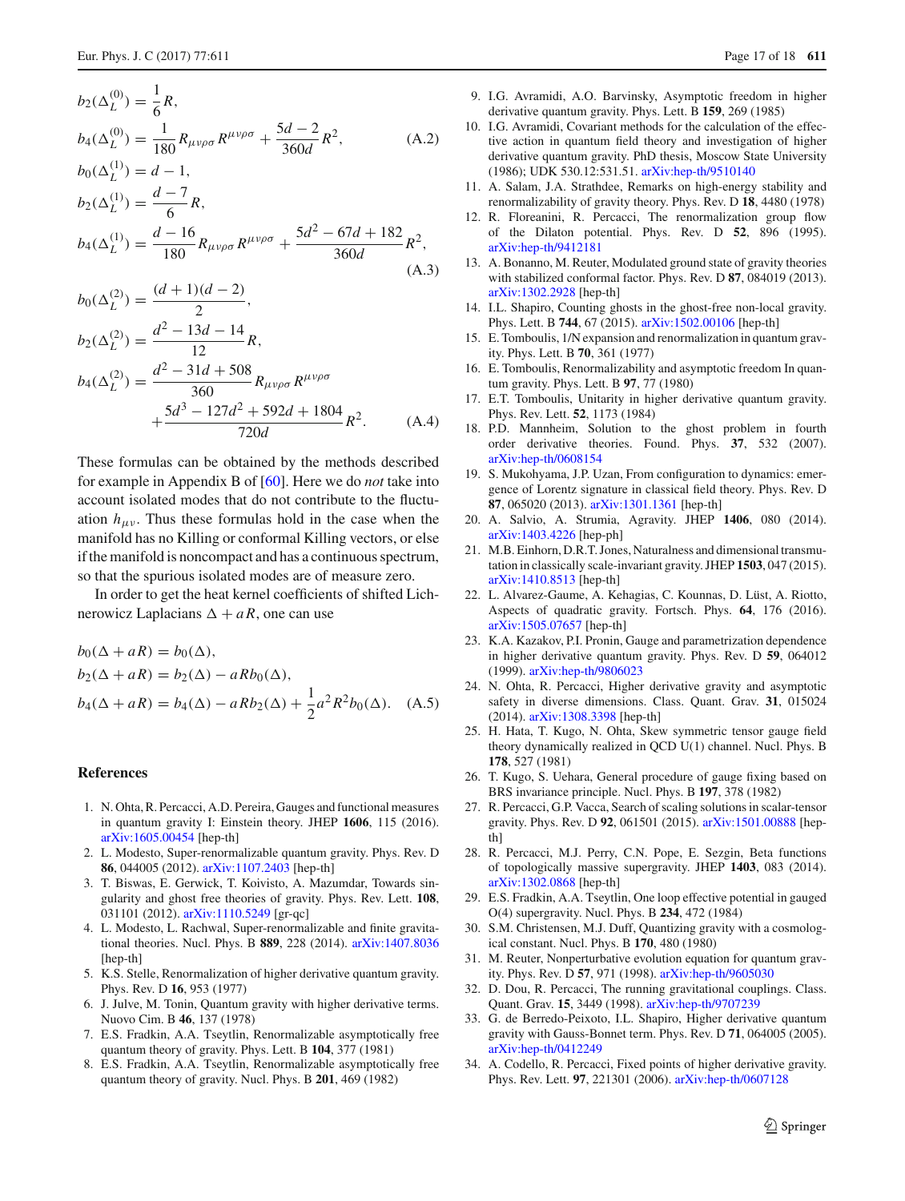$$
\begin{aligned}
b_2(\Delta_L^{(0)}) &= \frac{1}{6}R, \\
b_4(\Delta_L^{(0)}) &= \frac{1}{180}R_{\mu\nu\rho\sigma}R^{\mu\nu\rho\sigma} + \frac{5d-2}{360d}R^2,
\end{aligned} \tag{A.2}
$$

$$
\begin{aligned}
b_0(\Delta_L^{(1)}) &= d-1, \\
b_2(\Delta_L^{(1)}) &= \frac{d-7}{6}R, \\
b_4(\Delta_L^{(1)}) &= \frac{d-16}{180}R_{\mu\nu\rho\sigma}R^{\mu\nu\rho\sigma} + \frac{5d^2-67d+182}{360d}R^2,
\end{aligned} \tag{A.3}
$$

$$
\begin{aligned}
b_0(\Delta_L^{(2)}) &= \frac{(d+1)(d-2)}{2}, \\
b_2(\Delta_L^{(2)}) &= \frac{d^2-13d-14}{12}R, \\
b_4(\Delta_L^{(2)}) &= \frac{d^2-31d+508}{360}R_{\mu\nu\rho\sigma}R^{\mu\nu\rho\sigma} \\
&\quad + \frac{5d^3-127d^2+592d+1804}{720d}R^2.
\end{aligned} \tag{A.4}
$$

These formulas can be obtained by the methods described for example in Appendix B of [60]. Here we do *not* take into account isolated modes that do not contribute to the fluctuation $h_{\mu\nu}$. Thus these formulas hold in the case when the manifold has no Killing or conformal Killing vectors, or else if the manifold is noncompact and has a continuous spectrum, so that the spurious isolated modes are of measure zero.

In order to get the heat kernel coefficients of shifted Lichnerowicz Laplacians $\Delta + aR$, one can use

$$
\begin{aligned}
b_0(\Delta + aR) &= b_0(\Delta), \\
b_2(\Delta + aR) &= b_2(\Delta) - aRb_0(\Delta), \\
b_4(\Delta + aR) &= b_4(\Delta) - aRb_2(\Delta) + \frac{1}{2}a^2R^2b_0(\Delta).
\end{aligned} \tag{A.5}
$$

## References

1. N. Ohta, R. Percacci, A.D. Pereira, Gauges and functional measures in quantum gravity I: Einstein theory. JHEP **1606**, 115 (2016). arXiv:1605.00454 [hep-th]
2. L. Modesto, Super-renormalizable quantum gravity. Phys. Rev. D **86**, 044005 (2012). arXiv:1107.2403 [hep-th]
3. T. Biswas, E. Gerwick, T. Koivisto, A. Mazumdar, Towards singularity and ghost free theories of gravity. Phys. Rev. Lett. **108**, 031101 (2012). arXiv:1110.5249 [gr-qc]
4. L. Modesto, L. Rachwal, Super-renormalizable and finite gravitational theories. Nucl. Phys. B **889**, 228 (2014). arXiv:1407.8036 [hep-th]
5. K.S. Stelle, Renormalization of higher derivative quantum gravity. Phys. Rev. D **16**, 953 (1977)
6. J. Julve, M. Tonin, Quantum gravity with higher derivative terms. Nuovo Cim. B **46**, 137 (1978)
7. E.S. Fradkin, A.A. Tseytlin, Renormalizable asymptotically free quantum theory of gravity. Phys. Lett. B **104**, 377 (1981)
8. E.S. Fradkin, A.A. Tseytlin, Renormalizable asymptotically free quantum theory of gravity. Nucl. Phys. B **201**, 469 (1982)
9. I.G. Avramidi, A.O. Barvinsky, Asymptotic freedom in higher derivative quantum gravity. Phys. Lett. B **159**, 269 (1985)
10. I.G. Avramidi, Covariant methods for the calculation of the effective action in quantum field theory and investigation of higher derivative quantum gravity. PhD thesis, Moscow State University (1986); UDK 530.12:531.51. arXiv:hep-th/9510140
11. A. Salam, J.A. Strathdee, Remarks on high-energy stability and renormalizability of gravity theory. Phys. Rev. D **18**, 4480 (1978)
12. R. Floreanini, R. Percacci, The renormalization group flow of the Dilaton potential. Phys. Rev. D **52**, 896 (1995). arXiv:hep-th/9412181
13. A. Bonanno, M. Reuter, Modulated ground state of gravity theories with stabilized conformal factor. Phys. Rev. D **87**, 084019 (2013). arXiv:1302.2928 [hep-th]
14. I.L. Shapiro, Counting ghosts in the ghost-free non-local gravity. Phys. Lett. B **744**, 67 (2015). arXiv:1502.00106 [hep-th]
15. E. Tomboulis, 1/N expansion and renormalization in quantum gravity. Phys. Lett. B **70**, 361 (1977)
16. E. Tomboulis, Renormalizability and asymptotic freedom In quantum gravity. Phys. Lett. B **97**, 77 (1980)
17. E.T. Tomboulis, Unitarity in higher derivative quantum gravity. Phys. Rev. Lett. **52**, 1173 (1984)
18. P.D. Mannheim, Solution to the ghost problem in fourth order derivative theories. Found. Phys. **37**, 532 (2007). arXiv:hep-th/0608154
19. S. Mukohyama, J.P. Uzan, From configuration to dynamics: emergence of Lorentz signature in classical field theory. Phys. Rev. D **87**, 065020 (2013). arXiv:1301.1361 [hep-th]
20. A. Salvio, A. Strumia, Agravity. JHEP **1406**, 080 (2014). arXiv:1403.4226 [hep-ph]
21. M.B. Einhorn, D.R.T. Jones, Naturalness and dimensional transmutation in classically scale-invariant gravity. JHEP **1503**, 047 (2015). arXiv:1410.8513 [hep-th]
22. L. Alvarez-Gaume, A. Kehagias, C. Kounnas, D. Lüst, A. Riotto, Aspects of quadratic gravity. Fortsch. Phys. **64**, 176 (2016). arXiv:1505.07657 [hep-th]
23. K.A. Kazakov, P.I. Pronin, Gauge and parametrization dependence in higher derivative quantum gravity. Phys. Rev. D **59**, 064012 (1999). arXiv:hep-th/9806023
24. N. Ohta, R. Percacci, Higher derivative gravity and asymptotic safety in diverse dimensions. Class. Quant. Grav. **31**, 015024 (2014). arXiv:1308.3398 [hep-th]
25. H. Hata, T. Kugo, N. Ohta, Skew symmetric tensor gauge field theory dynamically realized in QCD U(1) channel. Nucl. Phys. B **178**, 527 (1981)
26. T. Kugo, S. Uehara, General procedure of gauge fixing based on BRS invariance principle. Nucl. Phys. B **197**, 378 (1982)
27. R. Percacci, G.P. Vacca, Search of scaling solutions in scalar-tensor gravity. Phys. Rev. D **92**, 061501 (2015). arXiv:1501.00888 [hep-th]
28. R. Percacci, M.J. Perry, C.N. Pope, E. Sezgin, Beta functions of topologically massive supergravity. JHEP **1403**, 083 (2014). arXiv:1302.0868 [hep-th]
29. E.S. Fradkin, A.A. Tseytlin, One loop effective potential in gauged O(4) supergravity. Nucl. Phys. B **234**, 472 (1984)
30. S.M. Christensen, M.J. Duff, Quantizing gravity with a cosmological constant. Nucl. Phys. B **170**, 480 (1980)
31. M. Reuter, Nonperturbative evolution equation for quantum gravity. Phys. Rev. D **57**, 971 (1998). arXiv:hep-th/9605030
32. D. Dou, R. Percacci, The running gravitational couplings. Class. Quant. Grav. **15**, 3449 (1998). arXiv:hep-th/9707239
33. G. de Berredo-Peixoto, I.L. Shapiro, Higher derivative quantum gravity with Gauss-Bonnet term. Phys. Rev. D **71**, 064005 (2005). arXiv:hep-th/0412249
34. A. Codello, R. Percacci, Fixed points of higher derivative gravity. Phys. Rev. Lett. **97**, 221301 (2006). arXiv:hep-th/0607128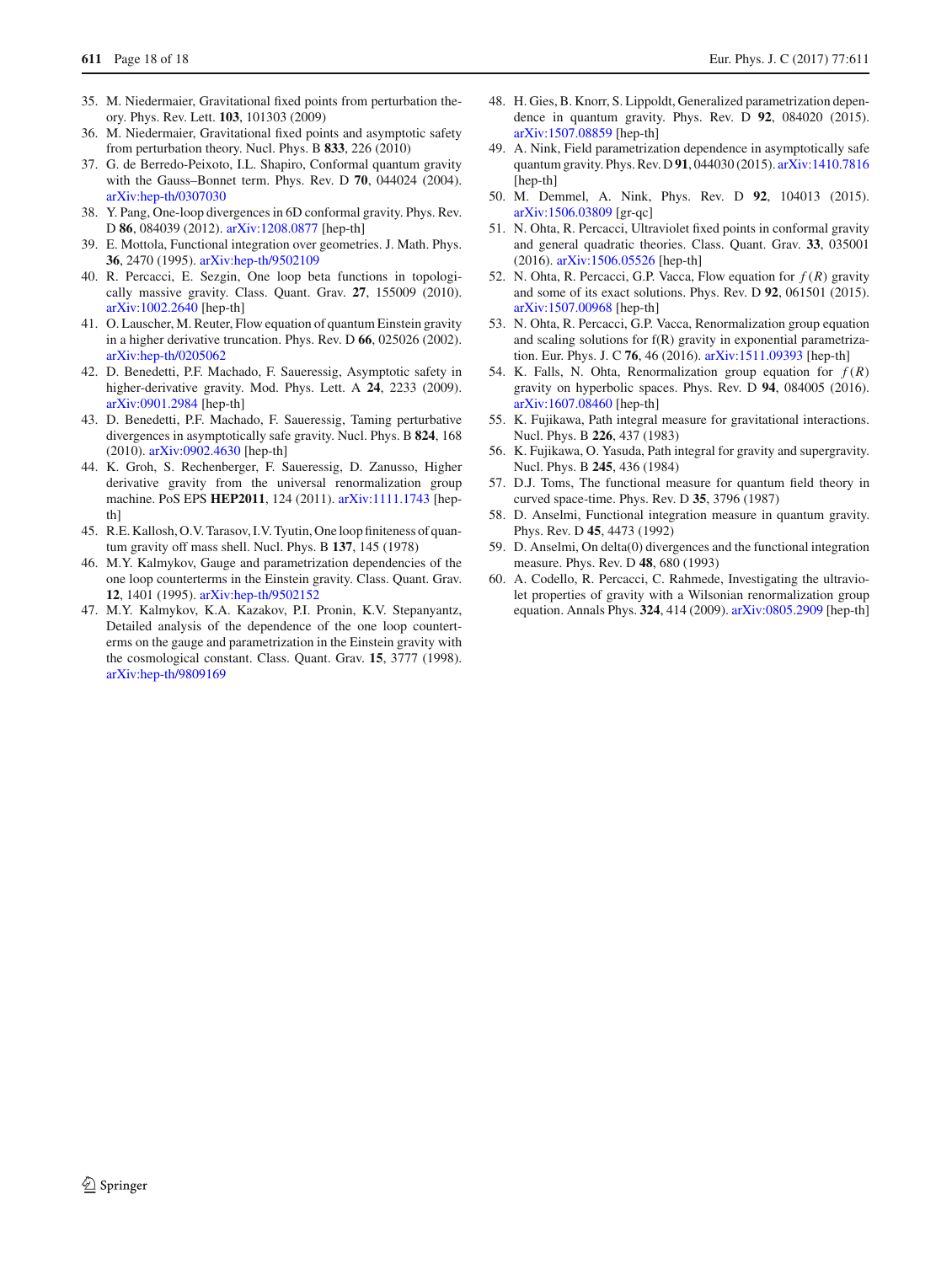35. M. Niedermaier, Gravitational fixed points from perturbation theory. Phys. Rev. Lett. **103**, 101303 (2009)
36. M. Niedermaier, Gravitational fixed points and asymptotic safety from perturbation theory. Nucl. Phys. B **833**, 226 (2010)
37. G. de Berredo-Peixoto, I.L. Shapiro, Conformal quantum gravity with the Gauss–Bonnet term. Phys. Rev. D **70**, 044024 (2004). arXiv:hep-th/0307030
38. Y. Pang, One-loop divergences in 6D conformal gravity. Phys. Rev. D **86**, 084039 (2012). arXiv:1208.0877 [hep-th]
39. E. Mottola, Functional integration over geometries. J. Math. Phys. **36**, 2470 (1995). arXiv:hep-th/9502109
40. R. Percacci, E. Sezgin, One loop beta functions in topologically massive gravity. Class. Quant. Grav. **27**, 155009 (2010). arXiv:1002.2640 [hep-th]
41. O. Lauscher, M. Reuter, Flow equation of quantum Einstein gravity in a higher derivative truncation. Phys. Rev. D **66**, 025026 (2002). arXiv:hep-th/0205062
42. D. Benedetti, P.F. Machado, F. Saueressig, Asymptotic safety in higher-derivative gravity. Mod. Phys. Lett. A **24**, 2233 (2009). arXiv:0901.2984 [hep-th]
43. D. Benedetti, P.F. Machado, F. Saueressig, Taming perturbative divergences in asymptotically safe gravity. Nucl. Phys. B **824**, 168 (2010). arXiv:0902.4630 [hep-th]
44. K. Groh, S. Rechenberger, F. Saueressig, D. Zanusso, Higher derivative gravity from the universal renormalization group machine. PoS EPS **HEP2011**, 124 (2011). arXiv:1111.1743 [hep-th]
45. R.E. Kallosh, O.V. Tarasov, I.V. Tyutin, One loop finiteness of quantum gravity off mass shell. Nucl. Phys. B **137**, 145 (1978)
46. M.Y. Kalmykov, Gauge and parametrization dependencies of the one loop counterterms in the Einstein gravity. Class. Quant. Grav. **12**, 1401 (1995). arXiv:hep-th/9502152
47. M.Y. Kalmykov, K.A. Kazakov, P.I. Pronin, K.V. Stepanyantz, Detailed analysis of the dependence of the one loop counterterms on the gauge and parametrization in the Einstein gravity with the cosmological constant. Class. Quant. Grav. **15**, 3777 (1998). arXiv:hep-th/9809169
48. H. Gies, B. Knorr, S. Lippoldt, Generalized parametrization dependence in quantum gravity. Phys. Rev. D **92**, 084020 (2015). arXiv:1507.08859 [hep-th]
49. A. Nink, Field parametrization dependence in asymptotically safe quantum gravity. Phys. Rev. D **91**, 044030 (2015). arXiv:1410.7816 [hep-th]
50. M. Demmel, A. Nink, Phys. Rev. D **92**, 104013 (2015). arXiv:1506.03809 [gr-qc]
51. N. Ohta, R. Percacci, Ultraviolet fixed points in conformal gravity and general quadratic theories. Class. Quant. Grav. **33**, 035001 (2016). arXiv:1506.05526 [hep-th]
52. N. Ohta, R. Percacci, G.P. Vacca, Flow equation for $f(R)$ gravity and some of its exact solutions. Phys. Rev. D **92**, 061501 (2015). arXiv:1507.00968 [hep-th]
53. N. Ohta, R. Percacci, G.P. Vacca, Renormalization group equation and scaling solutions for f(R) gravity in exponential parametrization. Eur. Phys. J. C **76**, 46 (2016). arXiv:1511.09393 [hep-th]
54. K. Falls, N. Ohta, Renormalization group equation for $f(R)$ gravity on hyperbolic spaces. Phys. Rev. D **94**, 084005 (2016). arXiv:1607.08460 [hep-th]
55. K. Fujikawa, Path integral measure for gravitational interactions. Nucl. Phys. B **226**, 437 (1983)
56. K. Fujikawa, O. Yasuda, Path integral for gravity and supergravity. Nucl. Phys. B **245**, 436 (1984)
57. D.J. Toms, The functional measure for quantum field theory in curved space-time. Phys. Rev. D **35**, 3796 (1987)
58. D. Anselmi, Functional integration measure in quantum gravity. Phys. Rev. D **45**, 4473 (1992)
59. D. Anselmi, On delta(0) divergences and the functional integration measure. Phys. Rev. D **48**, 680 (1993)
60. A. Codello, R. Percacci, C. Rahmede, Investigating the ultraviolet properties of gravity with a Wilsonian renormalization group equation. Annals Phys. **324**, 414 (2009). arXiv:0805.2909 [hep-th]